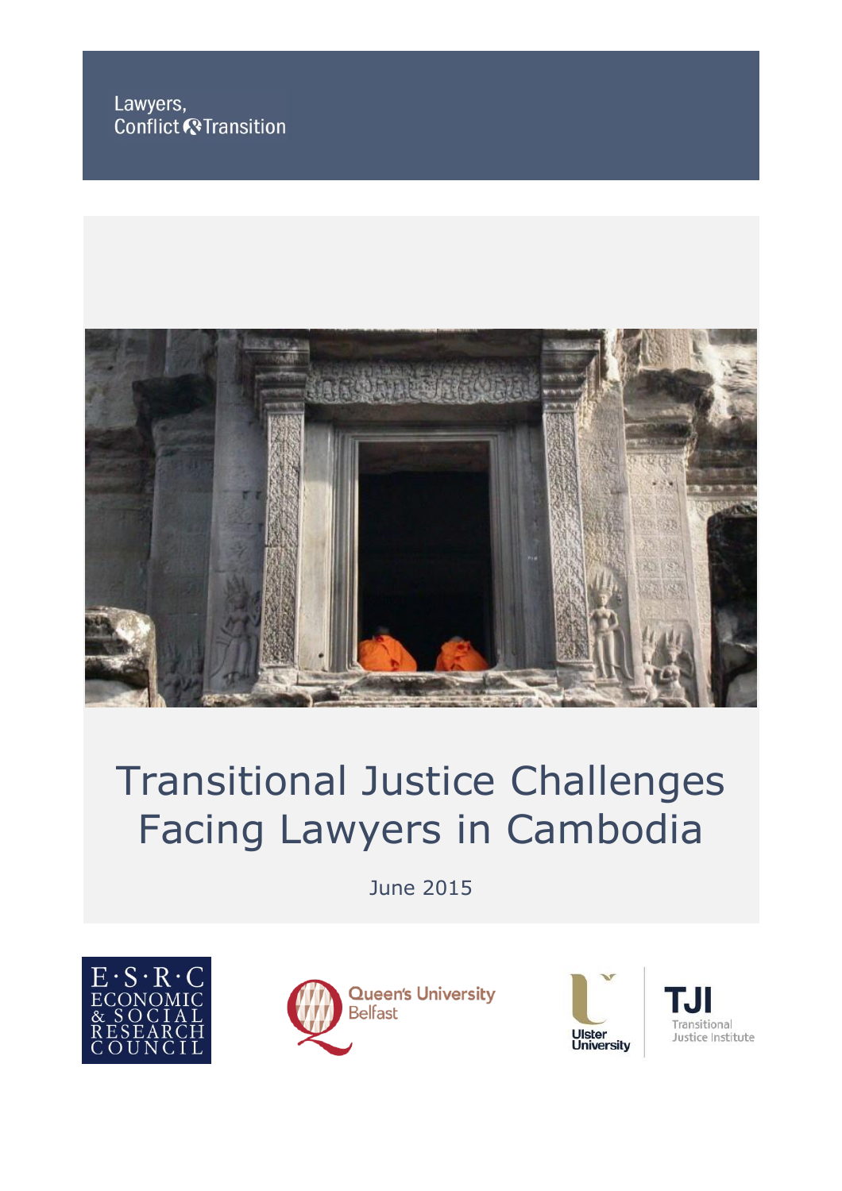Lawyers,
Conflict & Transition

# Transitional Justice Challenges Facing Lawyers in Cambodia

June 2015

E·S·R·C ECONOMIC & SOCIAL RESEARCH COUNCIL

Queen's University Belfast

Ulster University

TJI Transitional Justice Institute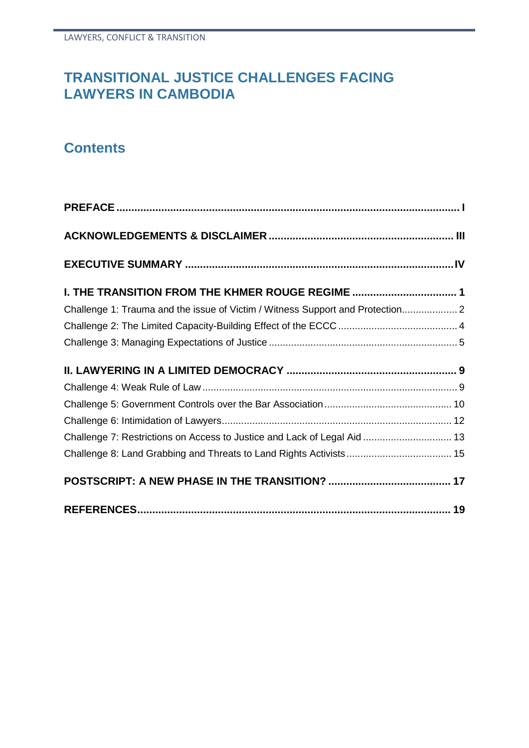# TRANSITIONAL JUSTICE CHALLENGES FACING LAWYERS IN CAMBODIA

## Contents

**PREFACE** ..... I

**ACKNOWLEDGEMENTS & DISCLAIMER** ..... III

**EXECUTIVE SUMMARY** ..... IV

**I. THE TRANSITION FROM THE KHMER ROUGE REGIME** ..... 1

Challenge 1: Trauma and the issue of Victim / Witness Support and Protection ..... 2

Challenge 2: The Limited Capacity-Building Effect of the ECCC ..... 4

Challenge 3: Managing Expectations of Justice ..... 5

**II. LAWYERING IN A LIMITED DEMOCRACY** ..... 9

Challenge 4: Weak Rule of Law ..... 9

Challenge 5: Government Controls over the Bar Association ..... 10

Challenge 6: Intimidation of Lawyers ..... 12

Challenge 7: Restrictions on Access to Justice and Lack of Legal Aid ..... 13

Challenge 8: Land Grabbing and Threats to Land Rights Activists ..... 15

**POSTSCRIPT: A NEW PHASE IN THE TRANSITION?** ..... 17

**REFERENCES** ..... 19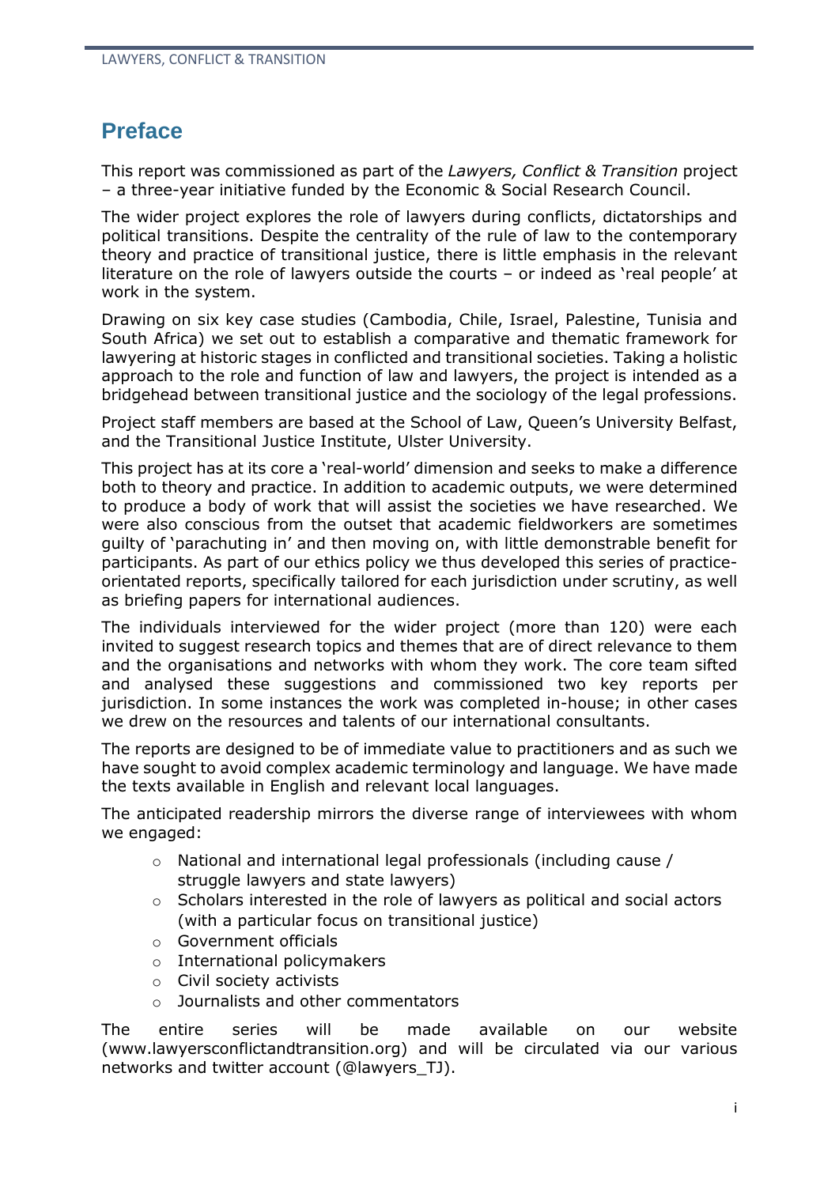# Preface

This report was commissioned as part of the *Lawyers, Conflict & Transition* project – a three-year initiative funded by the Economic & Social Research Council.

The wider project explores the role of lawyers during conflicts, dictatorships and political transitions. Despite the centrality of the rule of law to the contemporary theory and practice of transitional justice, there is little emphasis in the relevant literature on the role of lawyers outside the courts – or indeed as 'real people' at work in the system.

Drawing on six key case studies (Cambodia, Chile, Israel, Palestine, Tunisia and South Africa) we set out to establish a comparative and thematic framework for lawyering at historic stages in conflicted and transitional societies. Taking a holistic approach to the role and function of law and lawyers, the project is intended as a bridgehead between transitional justice and the sociology of the legal professions.

Project staff members are based at the School of Law, Queen's University Belfast, and the Transitional Justice Institute, Ulster University.

This project has at its core a 'real-world' dimension and seeks to make a difference both to theory and practice. In addition to academic outputs, we were determined to produce a body of work that will assist the societies we have researched. We were also conscious from the outset that academic fieldworkers are sometimes guilty of 'parachuting in' and then moving on, with little demonstrable benefit for participants. As part of our ethics policy we thus developed this series of practice-orientated reports, specifically tailored for each jurisdiction under scrutiny, as well as briefing papers for international audiences.

The individuals interviewed for the wider project (more than 120) were each invited to suggest research topics and themes that are of direct relevance to them and the organisations and networks with whom they work. The core team sifted and analysed these suggestions and commissioned two key reports per jurisdiction. In some instances the work was completed in-house; in other cases we drew on the resources and talents of our international consultants.

The reports are designed to be of immediate value to practitioners and as such we have sought to avoid complex academic terminology and language. We have made the texts available in English and relevant local languages.

The anticipated readership mirrors the diverse range of interviewees with whom we engaged:

- National and international legal professionals (including cause / struggle lawyers and state lawyers)
- Scholars interested in the role of lawyers as political and social actors (with a particular focus on transitional justice)
- Government officials
- International policymakers
- Civil society activists
- Journalists and other commentators

The entire series will be made available on our website (www.lawyersconflictandtransition.org) and will be circulated via our various networks and twitter account (@lawyers_TJ).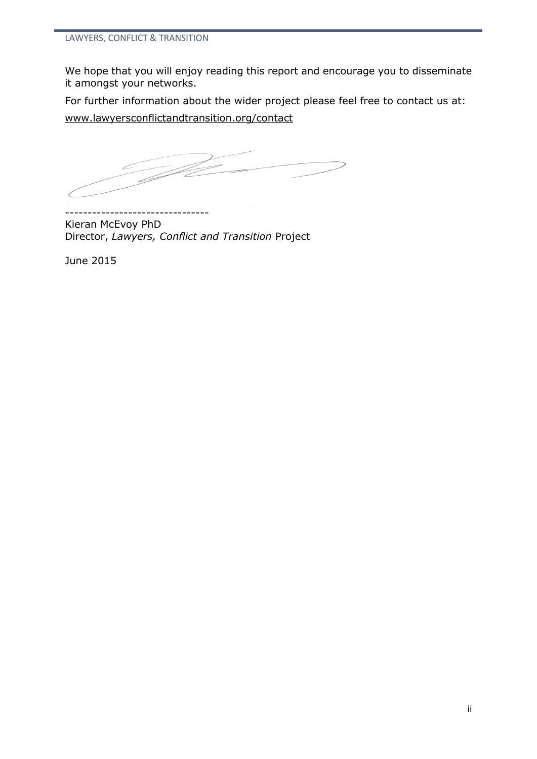We hope that you will enjoy reading this report and encourage you to disseminate it amongst your networks.

For further information about the wider project please feel free to contact us at: www.lawyersconflictandtransition.org/contact

-------------------------------

Kieran McEvoy PhD
Director, *Lawyers, Conflict and Transition* Project

June 2015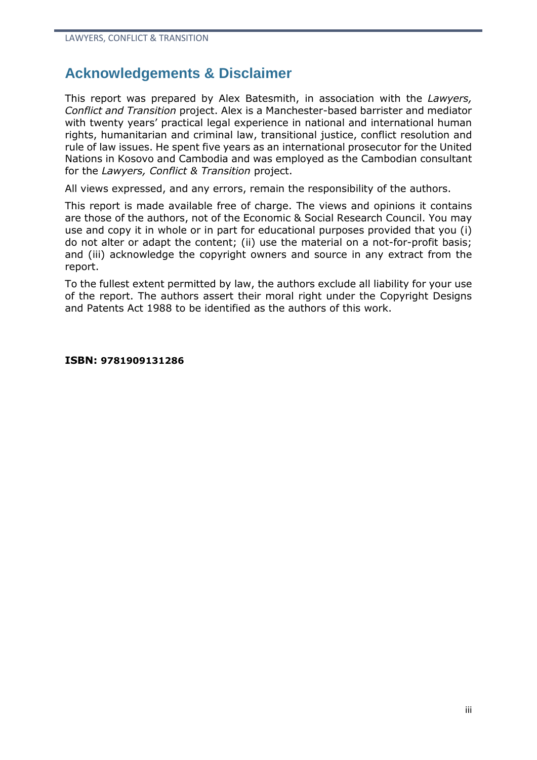## Acknowledgements & Disclaimer

This report was prepared by Alex Batesmith, in association with the *Lawyers, Conflict and Transition* project. Alex is a Manchester-based barrister and mediator with twenty years' practical legal experience in national and international human rights, humanitarian and criminal law, transitional justice, conflict resolution and rule of law issues. He spent five years as an international prosecutor for the United Nations in Kosovo and Cambodia and was employed as the Cambodian consultant for the *Lawyers, Conflict & Transition* project.

All views expressed, and any errors, remain the responsibility of the authors.

This report is made available free of charge. The views and opinions it contains are those of the authors, not of the Economic & Social Research Council. You may use and copy it in whole or in part for educational purposes provided that you (i) do not alter or adapt the content; (ii) use the material on a not-for-profit basis; and (iii) acknowledge the copyright owners and source in any extract from the report.

To the fullest extent permitted by law, the authors exclude all liability for your use of the report. The authors assert their moral right under the Copyright Designs and Patents Act 1988 to be identified as the authors of this work.

**ISBN: 9781909131286**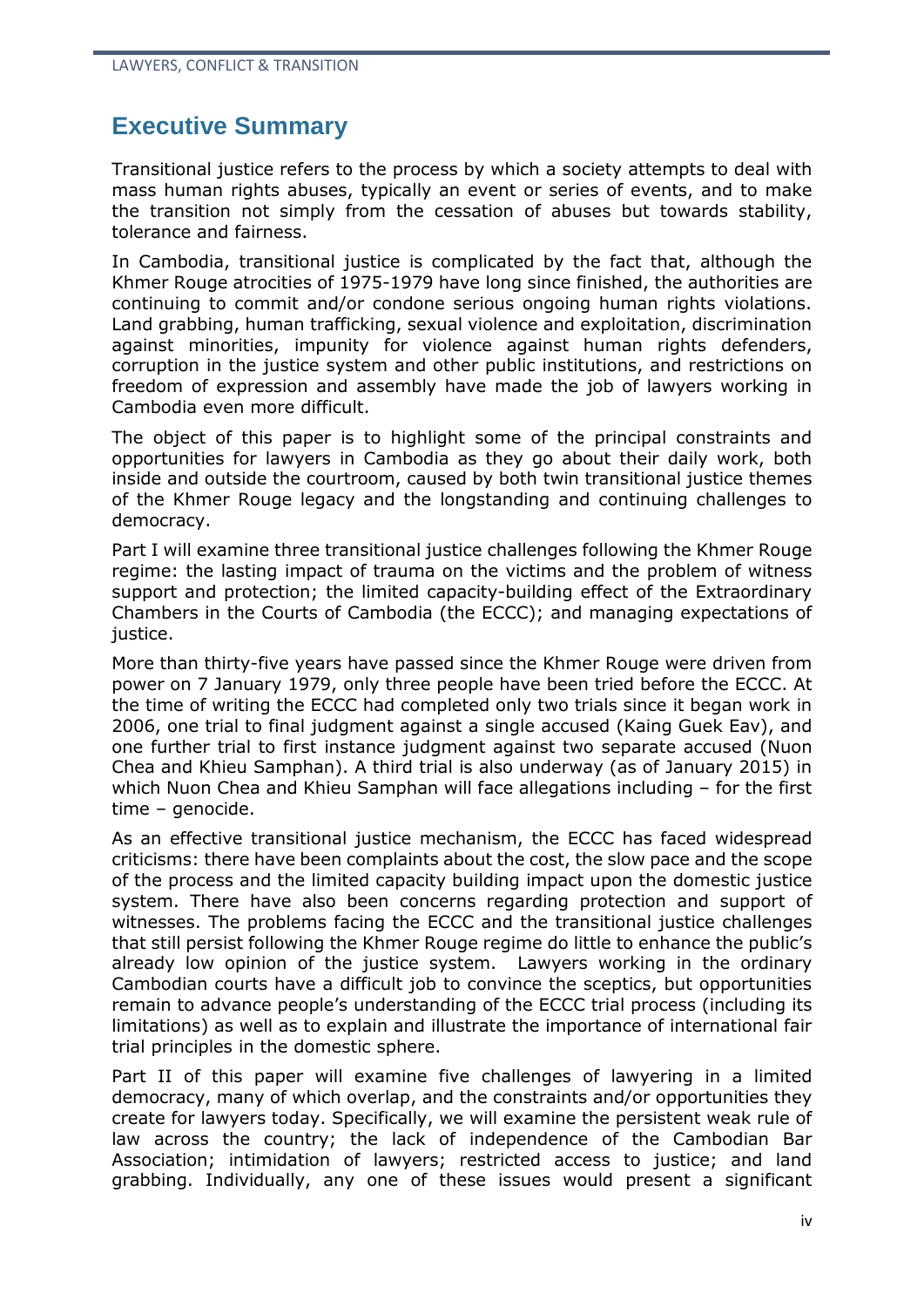## Executive Summary

Transitional justice refers to the process by which a society attempts to deal with mass human rights abuses, typically an event or series of events, and to make the transition not simply from the cessation of abuses but towards stability, tolerance and fairness.

In Cambodia, transitional justice is complicated by the fact that, although the Khmer Rouge atrocities of 1975-1979 have long since finished, the authorities are continuing to commit and/or condone serious ongoing human rights violations. Land grabbing, human trafficking, sexual violence and exploitation, discrimination against minorities, impunity for violence against human rights defenders, corruption in the justice system and other public institutions, and restrictions on freedom of expression and assembly have made the job of lawyers working in Cambodia even more difficult.

The object of this paper is to highlight some of the principal constraints and opportunities for lawyers in Cambodia as they go about their daily work, both inside and outside the courtroom, caused by both twin transitional justice themes of the Khmer Rouge legacy and the longstanding and continuing challenges to democracy.

Part I will examine three transitional justice challenges following the Khmer Rouge regime: the lasting impact of trauma on the victims and the problem of witness support and protection; the limited capacity-building effect of the Extraordinary Chambers in the Courts of Cambodia (the ECCC); and managing expectations of justice.

More than thirty-five years have passed since the Khmer Rouge were driven from power on 7 January 1979, only three people have been tried before the ECCC. At the time of writing the ECCC had completed only two trials since it began work in 2006, one trial to final judgment against a single accused (Kaing Guek Eav), and one further trial to first instance judgment against two separate accused (Nuon Chea and Khieu Samphan). A third trial is also underway (as of January 2015) in which Nuon Chea and Khieu Samphan will face allegations including – for the first time – genocide.

As an effective transitional justice mechanism, the ECCC has faced widespread criticisms: there have been complaints about the cost, the slow pace and the scope of the process and the limited capacity building impact upon the domestic justice system. There have also been concerns regarding protection and support of witnesses. The problems facing the ECCC and the transitional justice challenges that still persist following the Khmer Rouge regime do little to enhance the public's already low opinion of the justice system. Lawyers working in the ordinary Cambodian courts have a difficult job to convince the sceptics, but opportunities remain to advance people's understanding of the ECCC trial process (including its limitations) as well as to explain and illustrate the importance of international fair trial principles in the domestic sphere.

Part II of this paper will examine five challenges of lawyering in a limited democracy, many of which overlap, and the constraints and/or opportunities they create for lawyers today. Specifically, we will examine the persistent weak rule of law across the country; the lack of independence of the Cambodian Bar Association; intimidation of lawyers; restricted access to justice; and land grabbing. Individually, any one of these issues would present a significant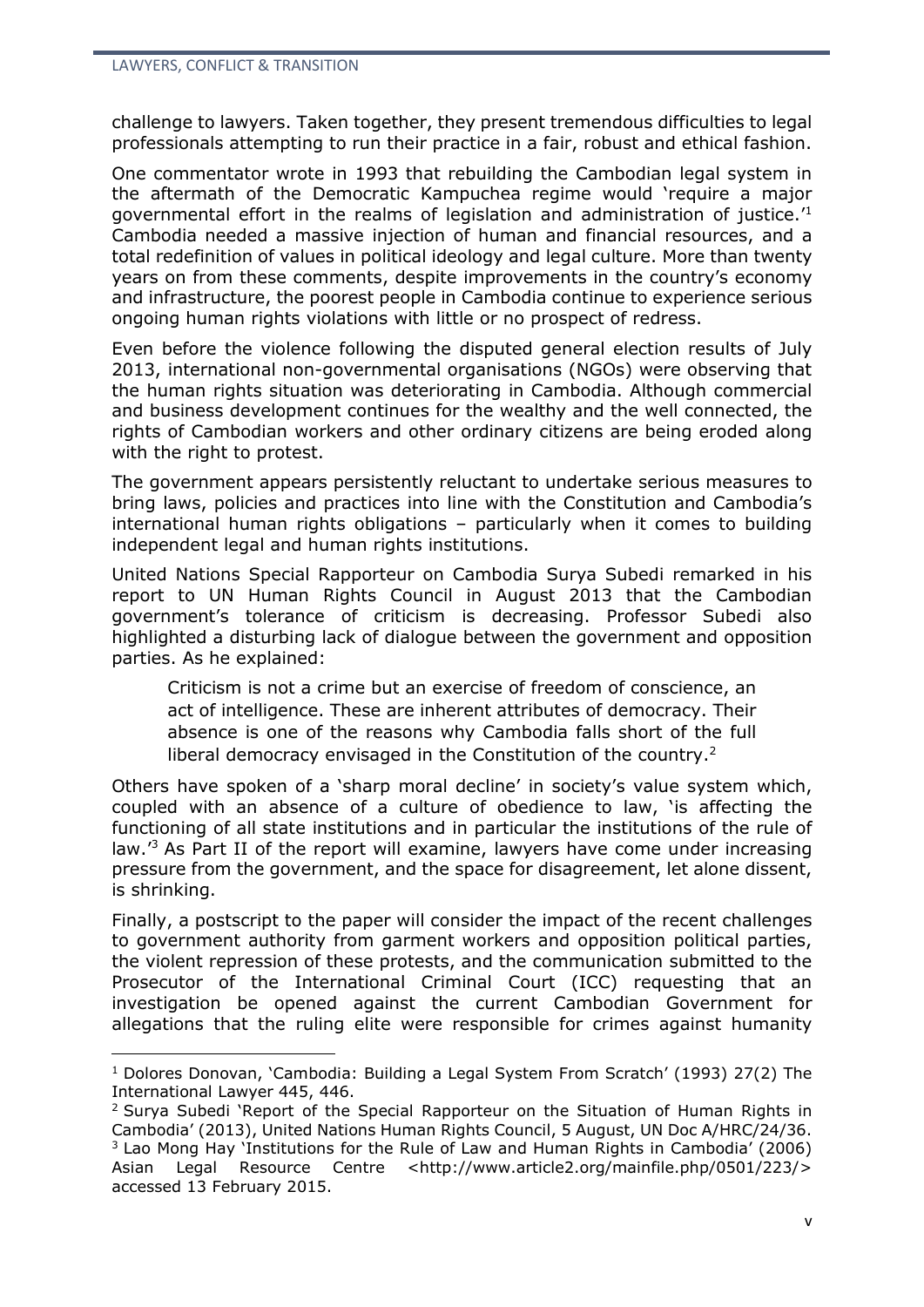challenge to lawyers. Taken together, they present tremendous difficulties to legal professionals attempting to run their practice in a fair, robust and ethical fashion.

One commentator wrote in 1993 that rebuilding the Cambodian legal system in the aftermath of the Democratic Kampuchea regime would 'require a major governmental effort in the realms of legislation and administration of justice.'[1] Cambodia needed a massive injection of human and financial resources, and a total redefinition of values in political ideology and legal culture. More than twenty years on from these comments, despite improvements in the country's economy and infrastructure, the poorest people in Cambodia continue to experience serious ongoing human rights violations with little or no prospect of redress.

Even before the violence following the disputed general election results of July 2013, international non-governmental organisations (NGOs) were observing that the human rights situation was deteriorating in Cambodia. Although commercial and business development continues for the wealthy and the well connected, the rights of Cambodian workers and other ordinary citizens are being eroded along with the right to protest.

The government appears persistently reluctant to undertake serious measures to bring laws, policies and practices into line with the Constitution and Cambodia's international human rights obligations – particularly when it comes to building independent legal and human rights institutions.

United Nations Special Rapporteur on Cambodia Surya Subedi remarked in his report to UN Human Rights Council in August 2013 that the Cambodian government's tolerance of criticism is decreasing. Professor Subedi also highlighted a disturbing lack of dialogue between the government and opposition parties. As he explained:

> Criticism is not a crime but an exercise of freedom of conscience, an act of intelligence. These are inherent attributes of democracy. Their absence is one of the reasons why Cambodia falls short of the full liberal democracy envisaged in the Constitution of the country.[2]

Others have spoken of a 'sharp moral decline' in society's value system which, coupled with an absence of a culture of obedience to law, 'is affecting the functioning of all state institutions and in particular the institutions of the rule of law.'[3] As Part II of the report will examine, lawyers have come under increasing pressure from the government, and the space for disagreement, let alone dissent, is shrinking.

Finally, a postscript to the paper will consider the impact of the recent challenges to government authority from garment workers and opposition political parties, the violent repression of these protests, and the communication submitted to the Prosecutor of the International Criminal Court (ICC) requesting that an investigation be opened against the current Cambodian Government for allegations that the ruling elite were responsible for crimes against humanity

---

[1] Dolores Donovan, 'Cambodia: Building a Legal System From Scratch' (1993) 27(2) The International Lawyer 445, 446.

[2] Surya Subedi 'Report of the Special Rapporteur on the Situation of Human Rights in Cambodia' (2013), United Nations Human Rights Council, 5 August, UN Doc A/HRC/24/36.

[3] Lao Mong Hay 'Institutions for the Rule of Law and Human Rights in Cambodia' (2006) Asian Legal Resource Centre <http://www.article2.org/mainfile.php/0501/223/> accessed 13 February 2015.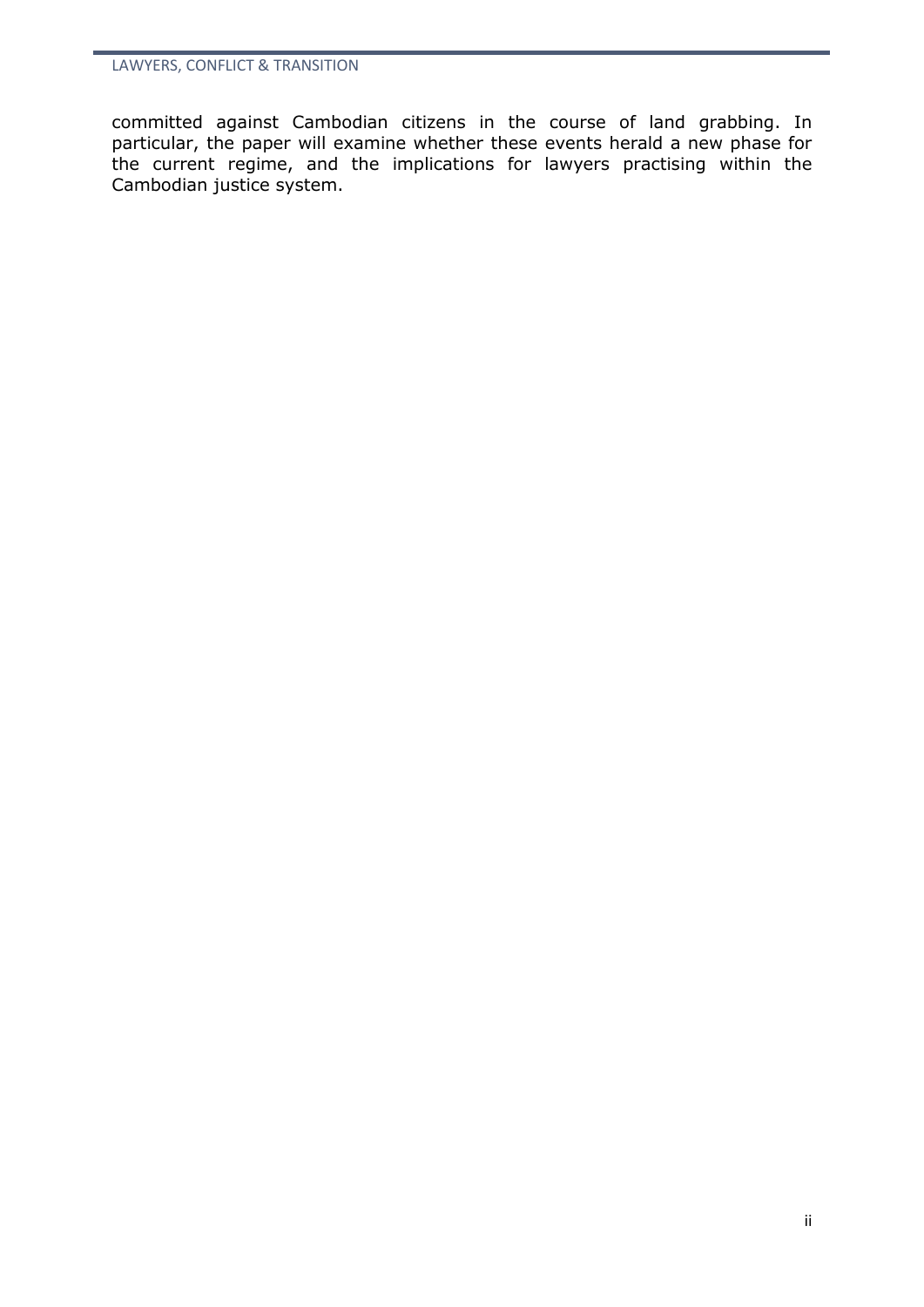committed against Cambodian citizens in the course of land grabbing. In particular, the paper will examine whether these events herald a new phase for the current regime, and the implications for lawyers practising within the Cambodian justice system.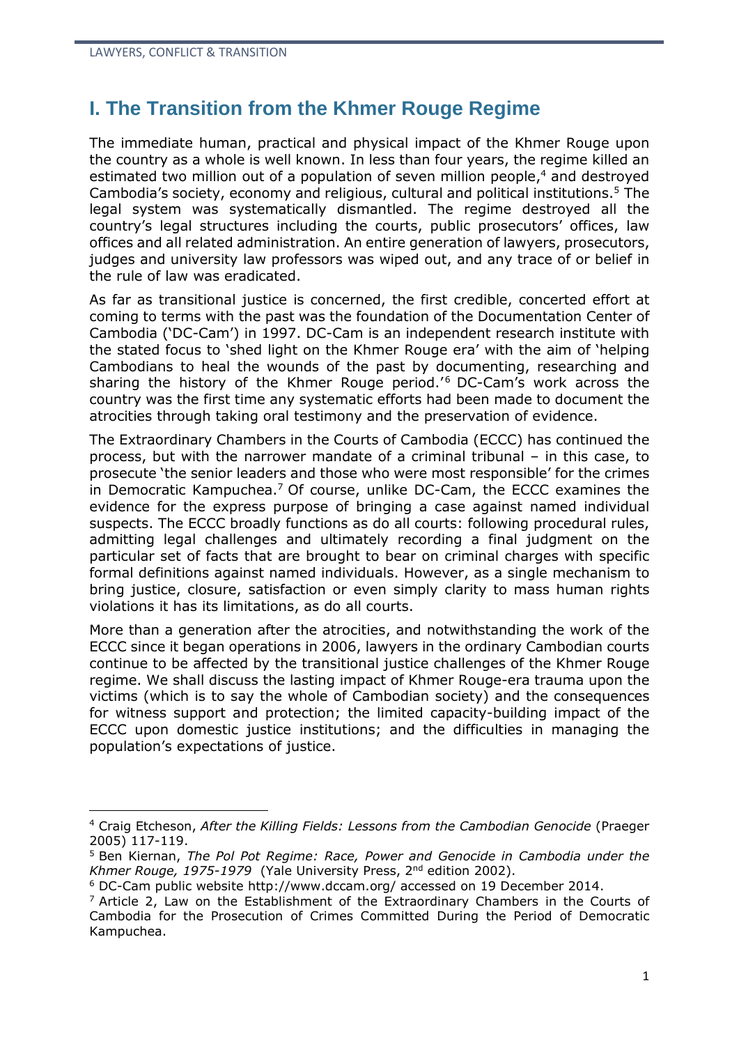# I. The Transition from the Khmer Rouge Regime

The immediate human, practical and physical impact of the Khmer Rouge upon the country as a whole is well known. In less than four years, the regime killed an estimated two million out of a population of seven million people,[4] and destroyed Cambodia's society, economy and religious, cultural and political institutions.[5] The legal system was systematically dismantled. The regime destroyed all the country's legal structures including the courts, public prosecutors' offices, law offices and all related administration. An entire generation of lawyers, prosecutors, judges and university law professors was wiped out, and any trace of or belief in the rule of law was eradicated.

As far as transitional justice is concerned, the first credible, concerted effort at coming to terms with the past was the foundation of the Documentation Center of Cambodia ('DC-Cam') in 1997. DC-Cam is an independent research institute with the stated focus to 'shed light on the Khmer Rouge era' with the aim of 'helping Cambodians to heal the wounds of the past by documenting, researching and sharing the history of the Khmer Rouge period.'[6] DC-Cam's work across the country was the first time any systematic efforts had been made to document the atrocities through taking oral testimony and the preservation of evidence.

The Extraordinary Chambers in the Courts of Cambodia (ECCC) has continued the process, but with the narrower mandate of a criminal tribunal – in this case, to prosecute 'the senior leaders and those who were most responsible' for the crimes in Democratic Kampuchea.[7] Of course, unlike DC-Cam, the ECCC examines the evidence for the express purpose of bringing a case against named individual suspects. The ECCC broadly functions as do all courts: following procedural rules, admitting legal challenges and ultimately recording a final judgment on the particular set of facts that are brought to bear on criminal charges with specific formal definitions against named individuals. However, as a single mechanism to bring justice, closure, satisfaction or even simply clarity to mass human rights violations it has its limitations, as do all courts.

More than a generation after the atrocities, and notwithstanding the work of the ECCC since it began operations in 2006, lawyers in the ordinary Cambodian courts continue to be affected by the transitional justice challenges of the Khmer Rouge regime. We shall discuss the lasting impact of Khmer Rouge-era trauma upon the victims (which is to say the whole of Cambodian society) and the consequences for witness support and protection; the limited capacity-building impact of the ECCC upon domestic justice institutions; and the difficulties in managing the population's expectations of justice.

---

[4] Craig Etcheson, *After the Killing Fields: Lessons from the Cambodian Genocide* (Praeger 2005) 117-119.

[5] Ben Kiernan, *The Pol Pot Regime: Race, Power and Genocide in Cambodia under the Khmer Rouge, 1975-1979* (Yale University Press, 2nd edition 2002).

[6] DC-Cam public website http://www.dccam.org/ accessed on 19 December 2014.

[7] Article 2, Law on the Establishment of the Extraordinary Chambers in the Courts of Cambodia for the Prosecution of Crimes Committed During the Period of Democratic Kampuchea.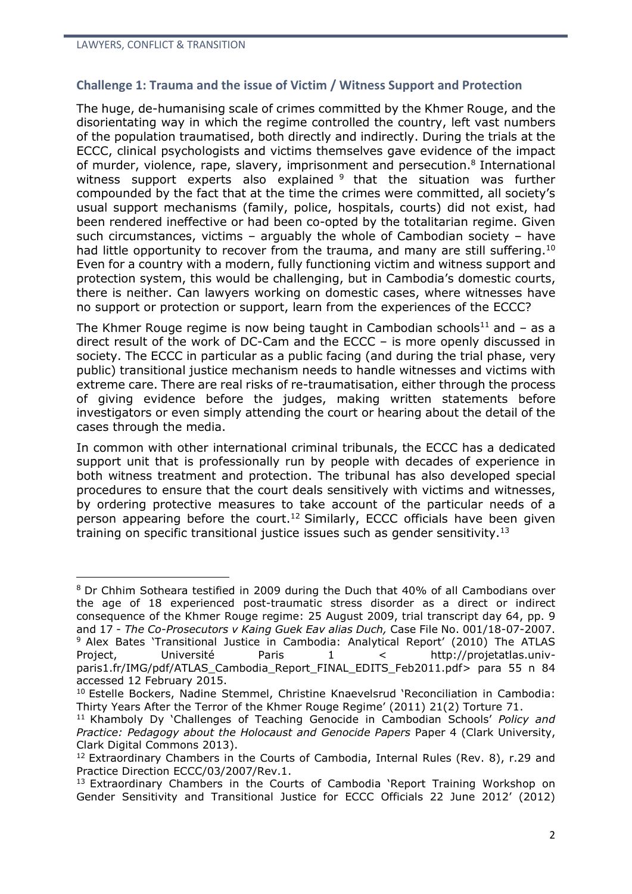## Challenge 1: Trauma and the issue of Victim / Witness Support and Protection

The huge, de-humanising scale of crimes committed by the Khmer Rouge, and the disorientating way in which the regime controlled the country, left vast numbers of the population traumatised, both directly and indirectly. During the trials at the ECCC, clinical psychologists and victims themselves gave evidence of the impact of murder, violence, rape, slavery, imprisonment and persecution.[8] International witness support experts also explained [9] that the situation was further compounded by the fact that at the time the crimes were committed, all society's usual support mechanisms (family, police, hospitals, courts) did not exist, had been rendered ineffective or had been co-opted by the totalitarian regime. Given such circumstances, victims – arguably the whole of Cambodian society – have had little opportunity to recover from the trauma, and many are still suffering.[10] Even for a country with a modern, fully functioning victim and witness support and protection system, this would be challenging, but in Cambodia's domestic courts, there is neither. Can lawyers working on domestic cases, where witnesses have no support or protection or support, learn from the experiences of the ECCC?

The Khmer Rouge regime is now being taught in Cambodian schools[11] and – as a direct result of the work of DC-Cam and the ECCC – is more openly discussed in society. The ECCC in particular as a public facing (and during the trial phase, very public) transitional justice mechanism needs to handle witnesses and victims with extreme care. There are real risks of re-traumatisation, either through the process of giving evidence before the judges, making written statements before investigators or even simply attending the court or hearing about the detail of the cases through the media.

In common with other international criminal tribunals, the ECCC has a dedicated support unit that is professionally run by people with decades of experience in both witness treatment and protection. The tribunal has also developed special procedures to ensure that the court deals sensitively with victims and witnesses, by ordering protective measures to take account of the particular needs of a person appearing before the court.[12] Similarly, ECCC officials have been given training on specific transitional justice issues such as gender sensitivity.[13]

---

[8] Dr Chhim Sotheara testified in 2009 during the Duch that 40% of all Cambodians over the age of 18 experienced post-traumatic stress disorder as a direct or indirect consequence of the Khmer Rouge regime: 25 August 2009, trial transcript day 64, pp. 9 and 17 - *The Co-Prosecutors v Kaing Guek Eav alias Duch,* Case File No. 001/18-07-2007.

[9] Alex Bates 'Transitional Justice in Cambodia: Analytical Report' (2010) The ATLAS Project, Université Paris 1 < http://projetatlas.univ-paris1.fr/IMG/pdf/ATLAS_Cambodia_Report_FINAL_EDITS_Feb2011.pdf> para 55 n 84 accessed 12 February 2015.

[10] Estelle Bockers, Nadine Stemmel, Christine Knaevelsrud 'Reconciliation in Cambodia: Thirty Years After the Terror of the Khmer Rouge Regime' (2011) 21(2) Torture 71.

[11] Khamboly Dy 'Challenges of Teaching Genocide in Cambodian Schools' *Policy and Practice: Pedagogy about the Holocaust and Genocide Papers* Paper 4 (Clark University, Clark Digital Commons 2013).

[12] Extraordinary Chambers in the Courts of Cambodia, Internal Rules (Rev. 8), r.29 and Practice Direction ECCC/03/2007/Rev.1.

[13] Extraordinary Chambers in the Courts of Cambodia 'Report Training Workshop on Gender Sensitivity and Transitional Justice for ECCC Officials 22 June 2012' (2012)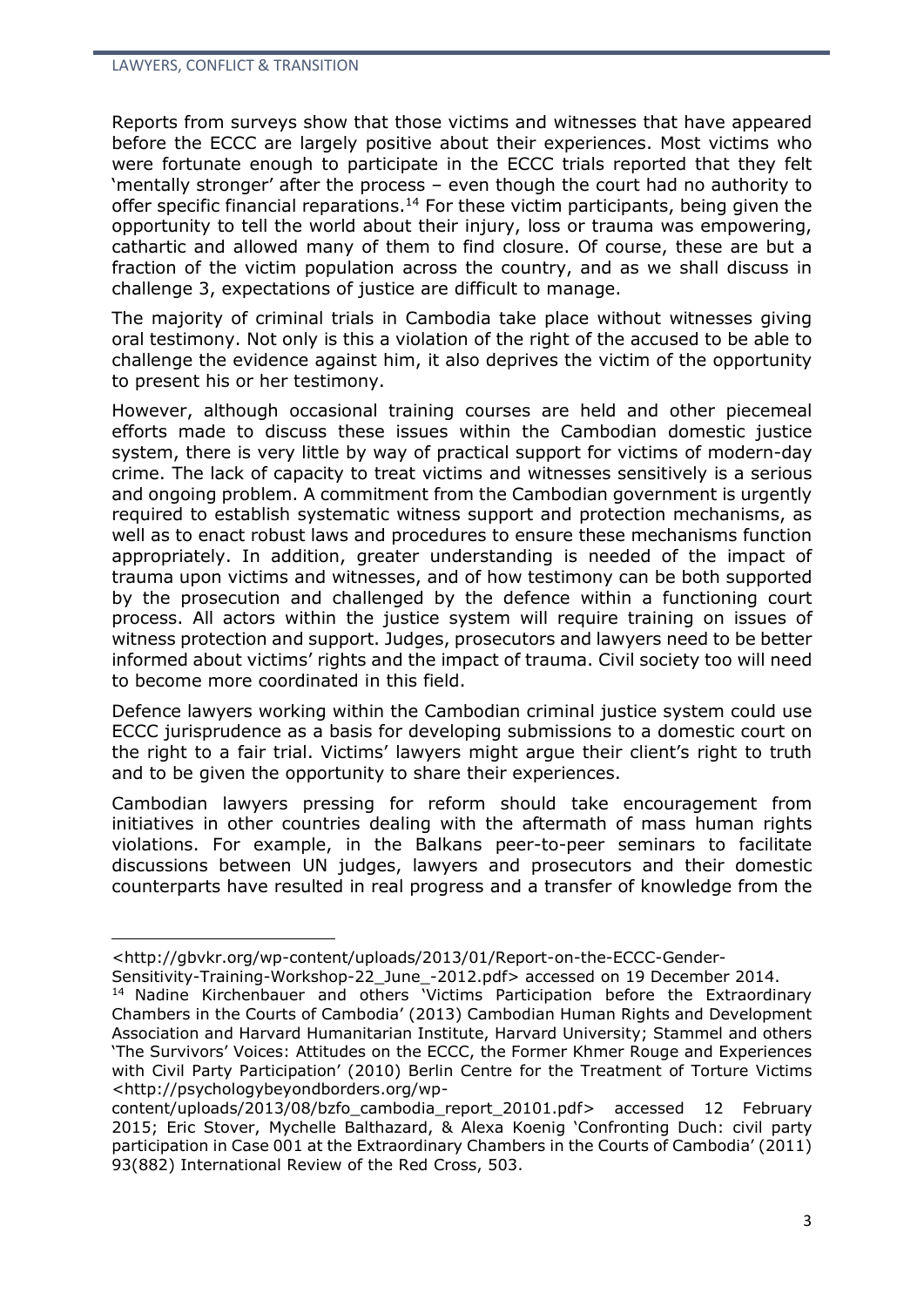Reports from surveys show that those victims and witnesses that have appeared before the ECCC are largely positive about their experiences. Most victims who were fortunate enough to participate in the ECCC trials reported that they felt 'mentally stronger' after the process – even though the court had no authority to offer specific financial reparations.[14] For these victim participants, being given the opportunity to tell the world about their injury, loss or trauma was empowering, cathartic and allowed many of them to find closure. Of course, these are but a fraction of the victim population across the country, and as we shall discuss in challenge 3, expectations of justice are difficult to manage.

The majority of criminal trials in Cambodia take place without witnesses giving oral testimony. Not only is this a violation of the right of the accused to be able to challenge the evidence against him, it also deprives the victim of the opportunity to present his or her testimony.

However, although occasional training courses are held and other piecemeal efforts made to discuss these issues within the Cambodian domestic justice system, there is very little by way of practical support for victims of modern-day crime. The lack of capacity to treat victims and witnesses sensitively is a serious and ongoing problem. A commitment from the Cambodian government is urgently required to establish systematic witness support and protection mechanisms, as well as to enact robust laws and procedures to ensure these mechanisms function appropriately. In addition, greater understanding is needed of the impact of trauma upon victims and witnesses, and of how testimony can be both supported by the prosecution and challenged by the defence within a functioning court process. All actors within the justice system will require training on issues of witness protection and support. Judges, prosecutors and lawyers need to be better informed about victims' rights and the impact of trauma. Civil society too will need to become more coordinated in this field.

Defence lawyers working within the Cambodian criminal justice system could use ECCC jurisprudence as a basis for developing submissions to a domestic court on the right to a fair trial. Victims' lawyers might argue their client's right to truth and to be given the opportunity to share their experiences.

Cambodian lawyers pressing for reform should take encouragement from initiatives in other countries dealing with the aftermath of mass human rights violations. For example, in the Balkans peer-to-peer seminars to facilitate discussions between UN judges, lawyers and prosecutors and their domestic counterparts have resulted in real progress and a transfer of knowledge from the

---

<http://gbvkr.org/wp-content/uploads/2013/01/Report-on-the-ECCC-Gender-Sensitivity-Training-Workshop-22_June_-2012.pdf> accessed on 19 December 2014.

[14] Nadine Kirchenbauer and others 'Victims Participation before the Extraordinary Chambers in the Courts of Cambodia' (2013) Cambodian Human Rights and Development Association and Harvard Humanitarian Institute, Harvard University; Stammel and others 'The Survivors' Voices: Attitudes on the ECCC, the Former Khmer Rouge and Experiences with Civil Party Participation' (2010) Berlin Centre for the Treatment of Torture Victims <http://psychologybeyondborders.org/wp-content/uploads/2013/08/bzfo_cambodia_report_20101.pdf> accessed 12 February 2015; Eric Stover, Mychelle Balthazard, & Alexa Koenig 'Confronting Duch: civil party participation in Case 001 at the Extraordinary Chambers in the Courts of Cambodia' (2011) 93(882) International Review of the Red Cross, 503.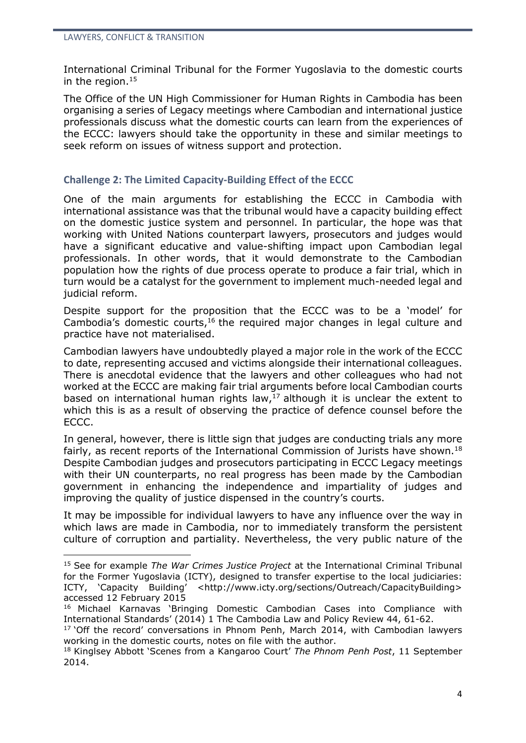International Criminal Tribunal for the Former Yugoslavia to the domestic courts in the region.[15]

The Office of the UN High Commissioner for Human Rights in Cambodia has been organising a series of Legacy meetings where Cambodian and international justice professionals discuss what the domestic courts can learn from the experiences of the ECCC: lawyers should take the opportunity in these and similar meetings to seek reform on issues of witness support and protection.

### Challenge 2: The Limited Capacity-Building Effect of the ECCC

One of the main arguments for establishing the ECCC in Cambodia with international assistance was that the tribunal would have a capacity building effect on the domestic justice system and personnel. In particular, the hope was that working with United Nations counterpart lawyers, prosecutors and judges would have a significant educative and value-shifting impact upon Cambodian legal professionals. In other words, that it would demonstrate to the Cambodian population how the rights of due process operate to produce a fair trial, which in turn would be a catalyst for the government to implement much-needed legal and judicial reform.

Despite support for the proposition that the ECCC was to be a 'model' for Cambodia's domestic courts,[16] the required major changes in legal culture and practice have not materialised.

Cambodian lawyers have undoubtedly played a major role in the work of the ECCC to date, representing accused and victims alongside their international colleagues. There is anecdotal evidence that the lawyers and other colleagues who had not worked at the ECCC are making fair trial arguments before local Cambodian courts based on international human rights law,[17] although it is unclear the extent to which this is as a result of observing the practice of defence counsel before the ECCC.

In general, however, there is little sign that judges are conducting trials any more fairly, as recent reports of the International Commission of Jurists have shown.[18] Despite Cambodian judges and prosecutors participating in ECCC Legacy meetings with their UN counterparts, no real progress has been made by the Cambodian government in enhancing the independence and impartiality of judges and improving the quality of justice dispensed in the country's courts.

It may be impossible for individual lawyers to have any influence over the way in which laws are made in Cambodia, nor to immediately transform the persistent culture of corruption and partiality. Nevertheless, the very public nature of the

---

[15] See for example *The War Crimes Justice Project* at the International Criminal Tribunal for the Former Yugoslavia (ICTY), designed to transfer expertise to the local judiciaries: ICTY, 'Capacity Building' <http://www.icty.org/sections/Outreach/CapacityBuilding> accessed 12 February 2015

[16] Michael Karnavas 'Bringing Domestic Cambodian Cases into Compliance with International Standards' (2014) 1 The Cambodia Law and Policy Review 44, 61-62.

[17] 'Off the record' conversations in Phnom Penh, March 2014, with Cambodian lawyers working in the domestic courts, notes on file with the author.

[18] Kinglsey Abbott 'Scenes from a Kangaroo Court' *The Phnom Penh Post*, 11 September 2014.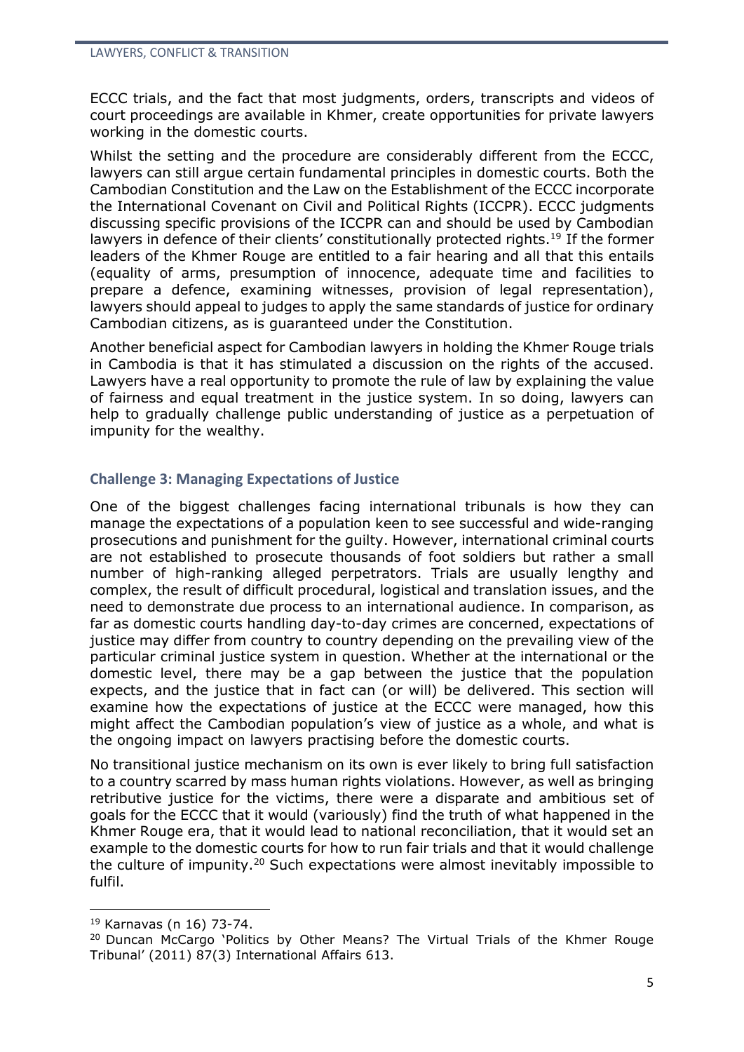ECCC trials, and the fact that most judgments, orders, transcripts and videos of court proceedings are available in Khmer, create opportunities for private lawyers working in the domestic courts.

Whilst the setting and the procedure are considerably different from the ECCC, lawyers can still argue certain fundamental principles in domestic courts. Both the Cambodian Constitution and the Law on the Establishment of the ECCC incorporate the International Covenant on Civil and Political Rights (ICCPR). ECCC judgments discussing specific provisions of the ICCPR can and should be used by Cambodian lawyers in defence of their clients' constitutionally protected rights.[19] If the former leaders of the Khmer Rouge are entitled to a fair hearing and all that this entails (equality of arms, presumption of innocence, adequate time and facilities to prepare a defence, examining witnesses, provision of legal representation), lawyers should appeal to judges to apply the same standards of justice for ordinary Cambodian citizens, as is guaranteed under the Constitution.

Another beneficial aspect for Cambodian lawyers in holding the Khmer Rouge trials in Cambodia is that it has stimulated a discussion on the rights of the accused. Lawyers have a real opportunity to promote the rule of law by explaining the value of fairness and equal treatment in the justice system. In so doing, lawyers can help to gradually challenge public understanding of justice as a perpetuation of impunity for the wealthy.

### Challenge 3: Managing Expectations of Justice

One of the biggest challenges facing international tribunals is how they can manage the expectations of a population keen to see successful and wide-ranging prosecutions and punishment for the guilty. However, international criminal courts are not established to prosecute thousands of foot soldiers but rather a small number of high-ranking alleged perpetrators. Trials are usually lengthy and complex, the result of difficult procedural, logistical and translation issues, and the need to demonstrate due process to an international audience. In comparison, as far as domestic courts handling day-to-day crimes are concerned, expectations of justice may differ from country to country depending on the prevailing view of the particular criminal justice system in question. Whether at the international or the domestic level, there may be a gap between the justice that the population expects, and the justice that in fact can (or will) be delivered. This section will examine how the expectations of justice at the ECCC were managed, how this might affect the Cambodian population's view of justice as a whole, and what is the ongoing impact on lawyers practising before the domestic courts.

No transitional justice mechanism on its own is ever likely to bring full satisfaction to a country scarred by mass human rights violations. However, as well as bringing retributive justice for the victims, there were a disparate and ambitious set of goals for the ECCC that it would (variously) find the truth of what happened in the Khmer Rouge era, that it would lead to national reconciliation, that it would set an example to the domestic courts for how to run fair trials and that it would challenge the culture of impunity.[20] Such expectations were almost inevitably impossible to fulfil.

---

[19] Karnavas (n 16) 73-74.

[20] Duncan McCargo 'Politics by Other Means? The Virtual Trials of the Khmer Rouge Tribunal' (2011) 87(3) International Affairs 613.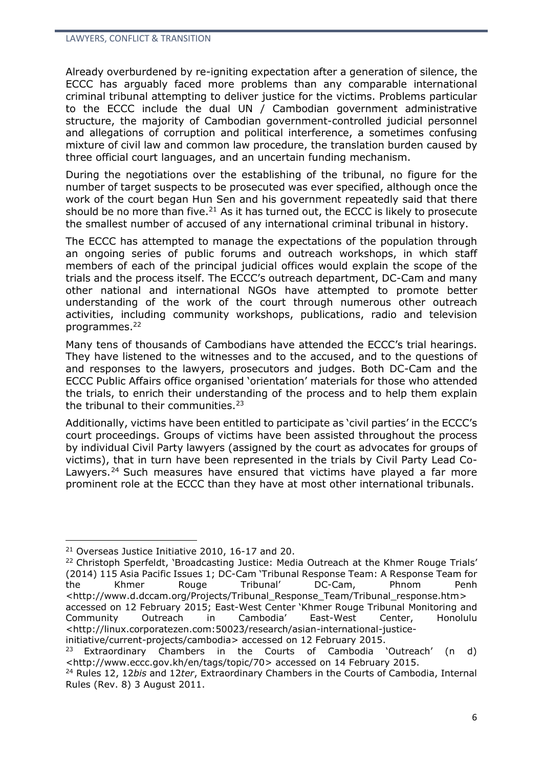Already overburdened by re-igniting expectation after a generation of silence, the ECCC has arguably faced more problems than any comparable international criminal tribunal attempting to deliver justice for the victims. Problems particular to the ECCC include the dual UN / Cambodian government administrative structure, the majority of Cambodian government-controlled judicial personnel and allegations of corruption and political interference, a sometimes confusing mixture of civil law and common law procedure, the translation burden caused by three official court languages, and an uncertain funding mechanism.

During the negotiations over the establishing of the tribunal, no figure for the number of target suspects to be prosecuted was ever specified, although once the work of the court began Hun Sen and his government repeatedly said that there should be no more than five.[21] As it has turned out, the ECCC is likely to prosecute the smallest number of accused of any international criminal tribunal in history.

The ECCC has attempted to manage the expectations of the population through an ongoing series of public forums and outreach workshops, in which staff members of each of the principal judicial offices would explain the scope of the trials and the process itself. The ECCC's outreach department, DC-Cam and many other national and international NGOs have attempted to promote better understanding of the work of the court through numerous other outreach activities, including community workshops, publications, radio and television programmes.[22]

Many tens of thousands of Cambodians have attended the ECCC's trial hearings. They have listened to the witnesses and to the accused, and to the questions of and responses to the lawyers, prosecutors and judges. Both DC-Cam and the ECCC Public Affairs office organised 'orientation' materials for those who attended the trials, to enrich their understanding of the process and to help them explain the tribunal to their communities.[23]

Additionally, victims have been entitled to participate as 'civil parties' in the ECCC's court proceedings. Groups of victims have been assisted throughout the process by individual Civil Party lawyers (assigned by the court as advocates for groups of victims), that in turn have been represented in the trials by Civil Party Lead Co-Lawyers.[24] Such measures have ensured that victims have played a far more prominent role at the ECCC than they have at most other international tribunals.

---

[21] Overseas Justice Initiative 2010, 16-17 and 20.

[22] Christoph Sperfeldt, 'Broadcasting Justice: Media Outreach at the Khmer Rouge Trials' (2014) 115 Asia Pacific Issues 1; DC-Cam 'Tribunal Response Team: A Response Team for the Khmer Rouge Tribunal' DC-Cam, Phnom Penh <http://www.d.dccam.org/Projects/Tribunal_Response_Team/Tribunal_response.htm> accessed on 12 February 2015; East-West Center 'Khmer Rouge Tribunal Monitoring and Community Outreach in Cambodia' East-West Center, Honolulu <http://linux.corporatezen.com:50023/research/asian-international-justice-initiative/current-projects/cambodia> accessed on 12 February 2015.

[23] Extraordinary Chambers in the Courts of Cambodia 'Outreach' (n d) <http://www.eccc.gov.kh/en/tags/topic/70> accessed on 14 February 2015.

[24] Rules 12, 12*bis* and 12*ter*, Extraordinary Chambers in the Courts of Cambodia, Internal Rules (Rev. 8) 3 August 2011.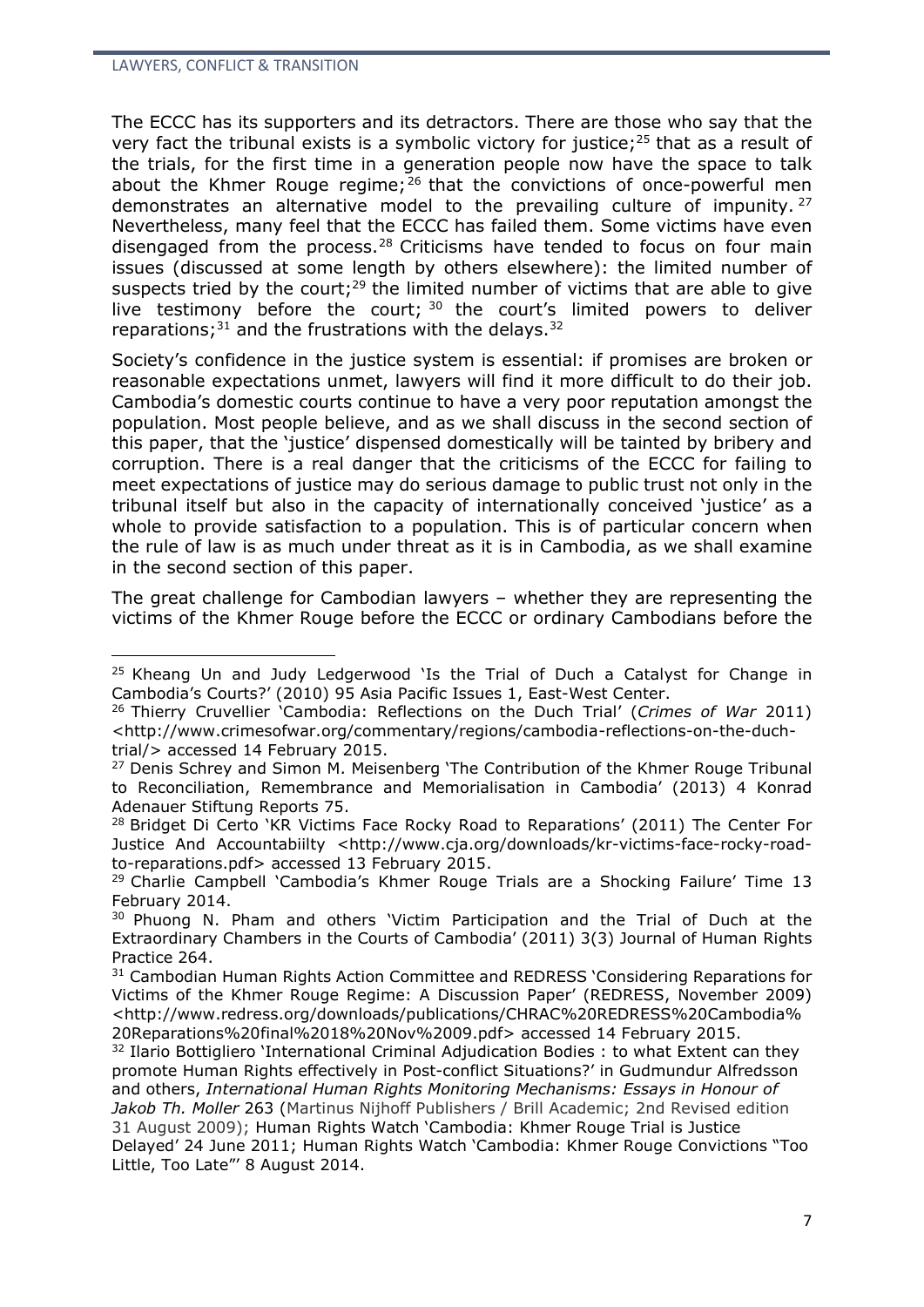The ECCC has its supporters and its detractors. There are those who say that the very fact the tribunal exists is a symbolic victory for justice;[25] that as a result of the trials, for the first time in a generation people now have the space to talk about the Khmer Rouge regime;[26] that the convictions of once-powerful men demonstrates an alternative model to the prevailing culture of impunity.[27] Nevertheless, many feel that the ECCC has failed them. Some victims have even disengaged from the process.[28] Criticisms have tended to focus on four main issues (discussed at some length by others elsewhere): the limited number of suspects tried by the court;[29] the limited number of victims that are able to give live testimony before the court;[30] the court's limited powers to deliver reparations;[31] and the frustrations with the delays.[32]

Society's confidence in the justice system is essential: if promises are broken or reasonable expectations unmet, lawyers will find it more difficult to do their job. Cambodia's domestic courts continue to have a very poor reputation amongst the population. Most people believe, and as we shall discuss in the second section of this paper, that the 'justice' dispensed domestically will be tainted by bribery and corruption. There is a real danger that the criticisms of the ECCC for failing to meet expectations of justice may do serious damage to public trust not only in the tribunal itself but also in the capacity of internationally conceived 'justice' as a whole to provide satisfaction to a population. This is of particular concern when the rule of law is as much under threat as it is in Cambodia, as we shall examine in the second section of this paper.

The great challenge for Cambodian lawyers – whether they are representing the victims of the Khmer Rouge before the ECCC or ordinary Cambodians before the

---

[25] Kheang Un and Judy Ledgerwood 'Is the Trial of Duch a Catalyst for Change in Cambodia's Courts?' (2010) 95 Asia Pacific Issues 1, East-West Center.

[26] Thierry Cruvellier 'Cambodia: Reflections on the Duch Trial' (*Crimes of War* 2011) <http://www.crimesofwar.org/commentary/regions/cambodia-reflections-on-the-duch-trial/> accessed 14 February 2015.

[27] Denis Schrey and Simon M. Meisenberg 'The Contribution of the Khmer Rouge Tribunal to Reconciliation, Remembrance and Memorialisation in Cambodia' (2013) 4 Konrad Adenauer Stiftung Reports 75.

[28] Bridget Di Certo 'KR Victims Face Rocky Road to Reparations' (2011) The Center For Justice And Accountabiilty <http://www.cja.org/downloads/kr-victims-face-rocky-road-to-reparations.pdf> accessed 13 February 2015.

[29] Charlie Campbell 'Cambodia's Khmer Rouge Trials are a Shocking Failure' Time 13 February 2014.

[30] Phuong N. Pham and others 'Victim Participation and the Trial of Duch at the Extraordinary Chambers in the Courts of Cambodia' (2011) 3(3) Journal of Human Rights Practice 264.

[31] Cambodian Human Rights Action Committee and REDRESS 'Considering Reparations for Victims of the Khmer Rouge Regime: A Discussion Paper' (REDRESS, November 2009) <http://www.redress.org/downloads/publications/CHRAC%20REDRESS%20Cambodia%20Reparations%20final%2018%20Nov%2009.pdf> accessed 14 February 2015.

[32] Ilario Bottigliero 'International Criminal Adjudication Bodies : to what Extent can they promote Human Rights effectively in Post-conflict Situations?' in Gudmundur Alfredsson and others, *International Human Rights Monitoring Mechanisms: Essays in Honour of Jakob Th. Moller* 263 (Martinus Nijhoff Publishers / Brill Academic; 2nd Revised edition 31 August 2009); Human Rights Watch 'Cambodia: Khmer Rouge Trial is Justice Delayed' 24 June 2011; Human Rights Watch 'Cambodia: Khmer Rouge Convictions "Too Little, Too Late"' 8 August 2014.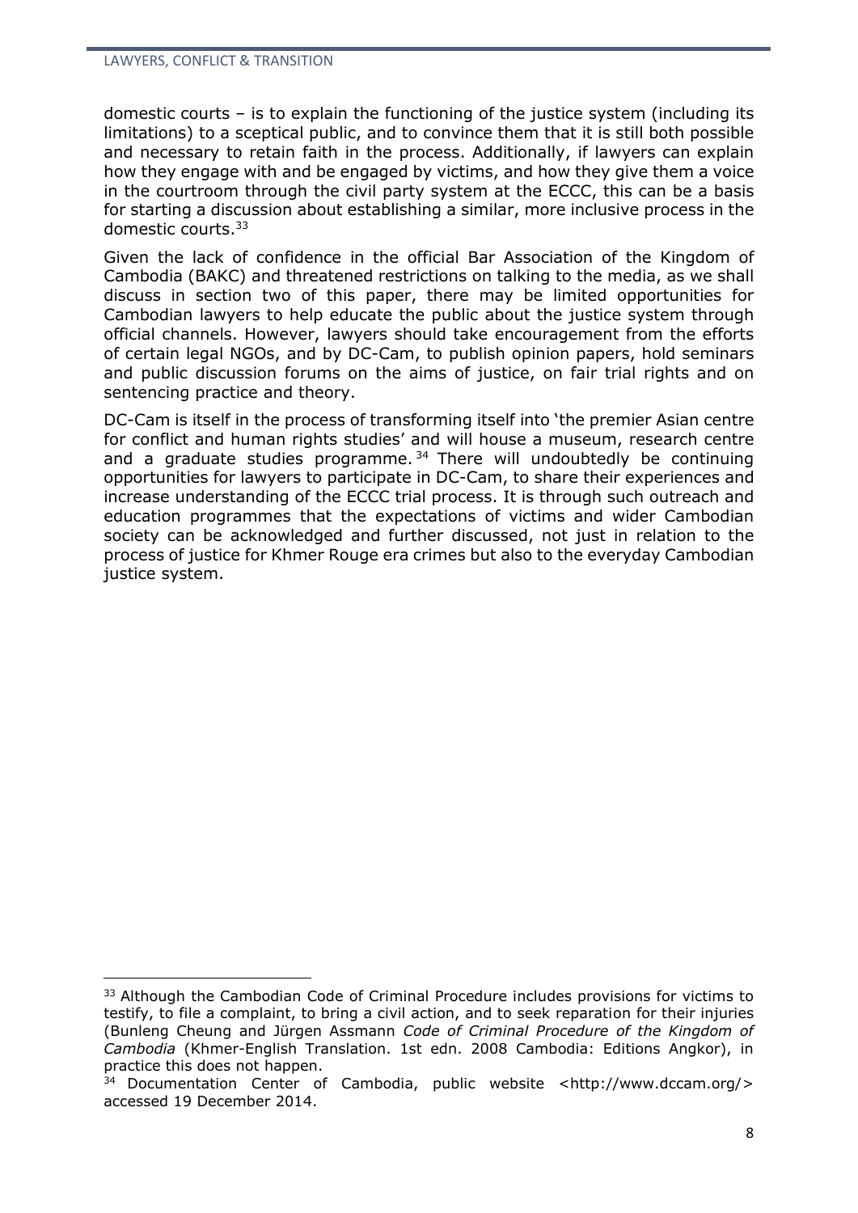domestic courts – is to explain the functioning of the justice system (including its limitations) to a sceptical public, and to convince them that it is still both possible and necessary to retain faith in the process. Additionally, if lawyers can explain how they engage with and be engaged by victims, and how they give them a voice in the courtroom through the civil party system at the ECCC, this can be a basis for starting a discussion about establishing a similar, more inclusive process in the domestic courts.[33]

Given the lack of confidence in the official Bar Association of the Kingdom of Cambodia (BAKC) and threatened restrictions on talking to the media, as we shall discuss in section two of this paper, there may be limited opportunities for Cambodian lawyers to help educate the public about the justice system through official channels. However, lawyers should take encouragement from the efforts of certain legal NGOs, and by DC-Cam, to publish opinion papers, hold seminars and public discussion forums on the aims of justice, on fair trial rights and on sentencing practice and theory.

DC-Cam is itself in the process of transforming itself into 'the premier Asian centre for conflict and human rights studies' and will house a museum, research centre and a graduate studies programme.[34] There will undoubtedly be continuing opportunities for lawyers to participate in DC-Cam, to share their experiences and increase understanding of the ECCC trial process. It is through such outreach and education programmes that the expectations of victims and wider Cambodian society can be acknowledged and further discussed, not just in relation to the process of justice for Khmer Rouge era crimes but also to the everyday Cambodian justice system.

---

[33] Although the Cambodian Code of Criminal Procedure includes provisions for victims to testify, to file a complaint, to bring a civil action, and to seek reparation for their injuries (Bunleng Cheung and Jürgen Assmann *Code of Criminal Procedure of the Kingdom of Cambodia* (Khmer-English Translation. 1st edn. 2008 Cambodia: Editions Angkor), in practice this does not happen.

[34] Documentation Center of Cambodia, public website <http://www.dccam.org/> accessed 19 December 2014.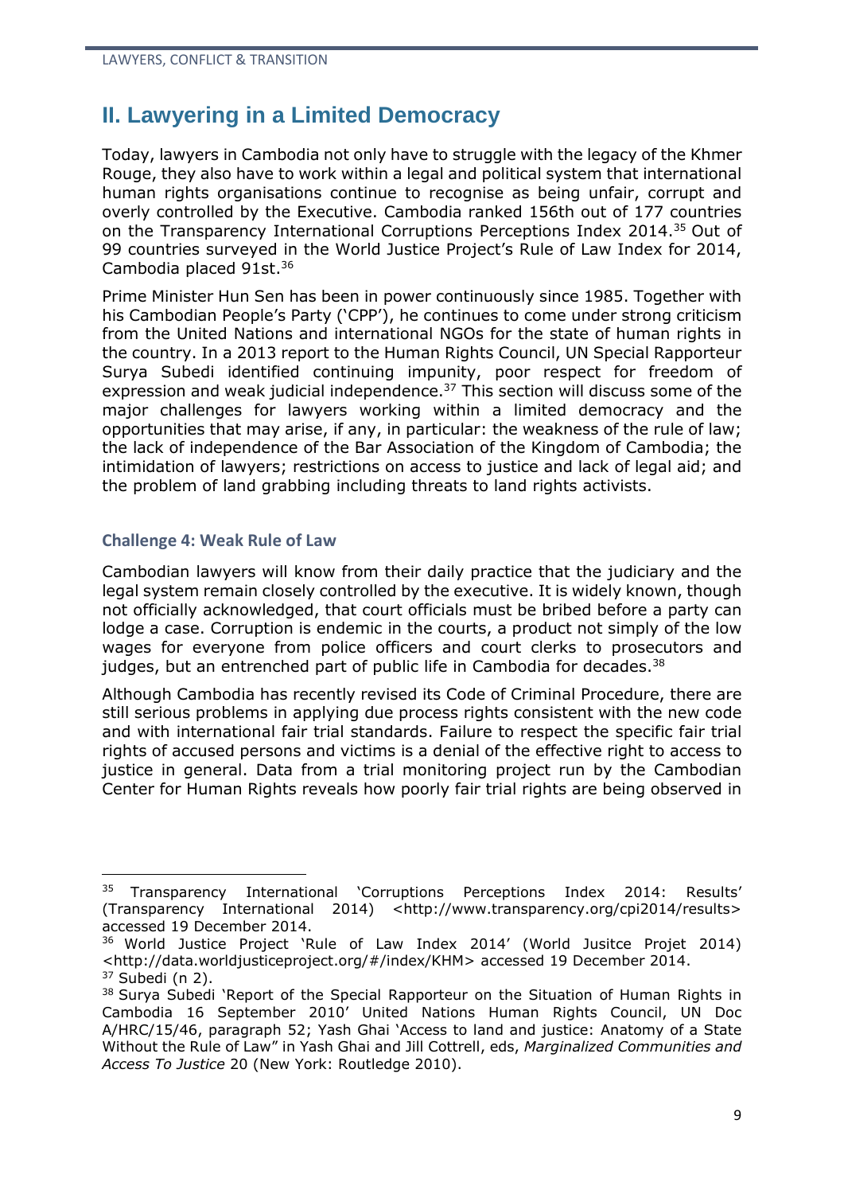## II. Lawyering in a Limited Democracy

Today, lawyers in Cambodia not only have to struggle with the legacy of the Khmer Rouge, they also have to work within a legal and political system that international human rights organisations continue to recognise as being unfair, corrupt and overly controlled by the Executive. Cambodia ranked 156th out of 177 countries on the Transparency International Corruptions Perceptions Index 2014.[35] Out of 99 countries surveyed in the World Justice Project's Rule of Law Index for 2014, Cambodia placed 91st.[36]

Prime Minister Hun Sen has been in power continuously since 1985. Together with his Cambodian People's Party ('CPP'), he continues to come under strong criticism from the United Nations and international NGOs for the state of human rights in the country. In a 2013 report to the Human Rights Council, UN Special Rapporteur Surya Subedi identified continuing impunity, poor respect for freedom of expression and weak judicial independence.[37] This section will discuss some of the major challenges for lawyers working within a limited democracy and the opportunities that may arise, if any, in particular: the weakness of the rule of law; the lack of independence of the Bar Association of the Kingdom of Cambodia; the intimidation of lawyers; restrictions on access to justice and lack of legal aid; and the problem of land grabbing including threats to land rights activists.

### Challenge 4: Weak Rule of Law

Cambodian lawyers will know from their daily practice that the judiciary and the legal system remain closely controlled by the executive. It is widely known, though not officially acknowledged, that court officials must be bribed before a party can lodge a case. Corruption is endemic in the courts, a product not simply of the low wages for everyone from police officers and court clerks to prosecutors and judges, but an entrenched part of public life in Cambodia for decades.[38]

Although Cambodia has recently revised its Code of Criminal Procedure, there are still serious problems in applying due process rights consistent with the new code and with international fair trial standards. Failure to respect the specific fair trial rights of accused persons and victims is a denial of the effective right to access to justice in general. Data from a trial monitoring project run by the Cambodian Center for Human Rights reveals how poorly fair trial rights are being observed in

---

[35] Transparency International 'Corruptions Perceptions Index 2014: Results' (Transparency International 2014) <http://www.transparency.org/cpi2014/results> accessed 19 December 2014.

[36] World Justice Project 'Rule of Law Index 2014' (World Jusitce Projet 2014) <http://data.worldjusticeproject.org/#/index/KHM> accessed 19 December 2014.

[37] Subedi (n 2).

[38] Surya Subedi 'Report of the Special Rapporteur on the Situation of Human Rights in Cambodia 16 September 2010' United Nations Human Rights Council, UN Doc A/HRC/15/46, paragraph 52; Yash Ghai 'Access to land and justice: Anatomy of a State Without the Rule of Law" in Yash Ghai and Jill Cottrell, eds, *Marginalized Communities and Access To Justice* 20 (New York: Routledge 2010).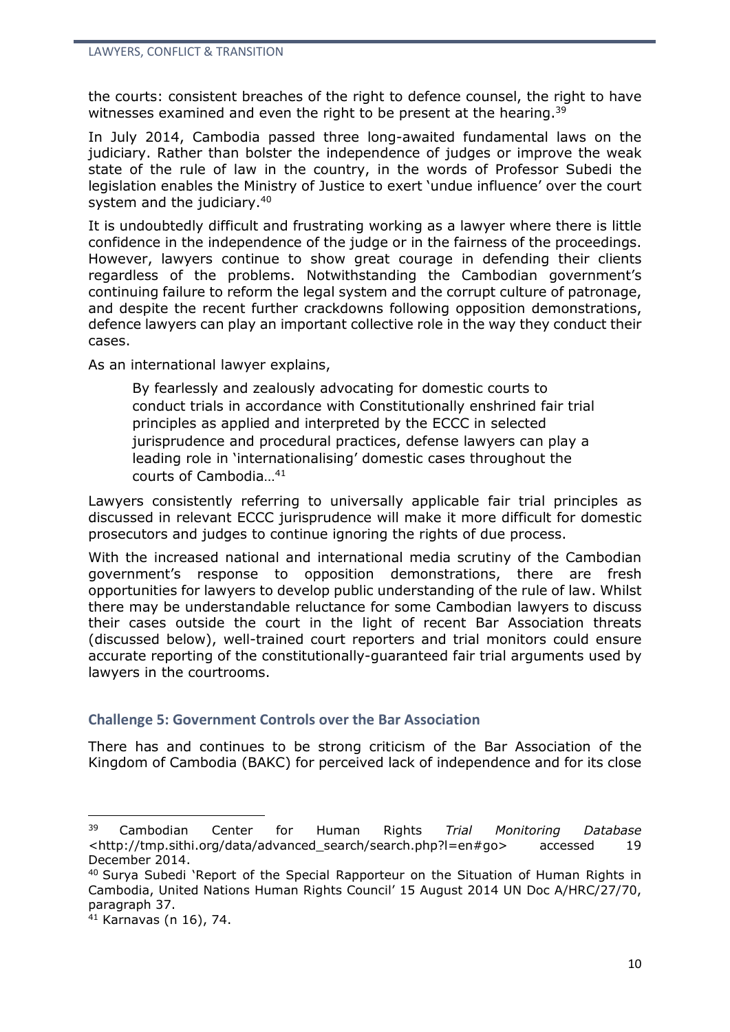the courts: consistent breaches of the right to defence counsel, the right to have witnesses examined and even the right to be present at the hearing.[39]

In July 2014, Cambodia passed three long-awaited fundamental laws on the judiciary. Rather than bolster the independence of judges or improve the weak state of the rule of law in the country, in the words of Professor Subedi the legislation enables the Ministry of Justice to exert 'undue influence' over the court system and the judiciary.[40]

It is undoubtedly difficult and frustrating working as a lawyer where there is little confidence in the independence of the judge or in the fairness of the proceedings. However, lawyers continue to show great courage in defending their clients regardless of the problems. Notwithstanding the Cambodian government's continuing failure to reform the legal system and the corrupt culture of patronage, and despite the recent further crackdowns following opposition demonstrations, defence lawyers can play an important collective role in the way they conduct their cases.

As an international lawyer explains,

> By fearlessly and zealously advocating for domestic courts to conduct trials in accordance with Constitutionally enshrined fair trial principles as applied and interpreted by the ECCC in selected jurisprudence and procedural practices, defense lawyers can play a leading role in 'internationalising' domestic cases throughout the courts of Cambodia…[41]

Lawyers consistently referring to universally applicable fair trial principles as discussed in relevant ECCC jurisprudence will make it more difficult for domestic prosecutors and judges to continue ignoring the rights of due process.

With the increased national and international media scrutiny of the Cambodian government's response to opposition demonstrations, there are fresh opportunities for lawyers to develop public understanding of the rule of law. Whilst there may be understandable reluctance for some Cambodian lawyers to discuss their cases outside the court in the light of recent Bar Association threats (discussed below), well-trained court reporters and trial monitors could ensure accurate reporting of the constitutionally-guaranteed fair trial arguments used by lawyers in the courtrooms.

### Challenge 5: Government Controls over the Bar Association

There has and continues to be strong criticism of the Bar Association of the Kingdom of Cambodia (BAKC) for perceived lack of independence and for its close

---

[39] Cambodian Center for Human Rights *Trial Monitoring Database* <http://tmp.sithi.org/data/advanced_search/search.php?l=en#go> accessed 19 December 2014.

[40] Surya Subedi 'Report of the Special Rapporteur on the Situation of Human Rights in Cambodia, United Nations Human Rights Council' 15 August 2014 UN Doc A/HRC/27/70, paragraph 37.

[41] Karnavas (n 16), 74.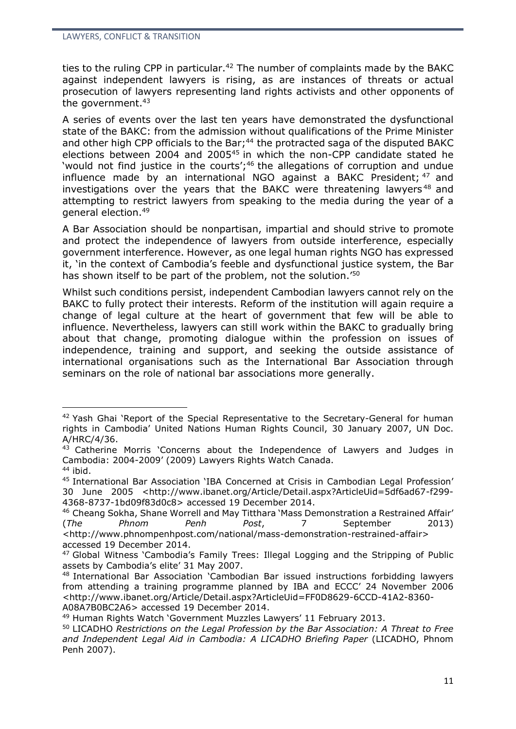ties to the ruling CPP in particular.[42] The number of complaints made by the BAKC against independent lawyers is rising, as are instances of threats or actual prosecution of lawyers representing land rights activists and other opponents of the government.[43]

A series of events over the last ten years have demonstrated the dysfunctional state of the BAKC: from the admission without qualifications of the Prime Minister and other high CPP officials to the Bar;[44] the protracted saga of the disputed BAKC elections between 2004 and 2005[45] in which the non-CPP candidate stated he 'would not find justice in the courts';[46] the allegations of corruption and undue influence made by an international NGO against a BAKC President;[47] and investigations over the years that the BAKC were threatening lawyers[48] and attempting to restrict lawyers from speaking to the media during the year of a general election.[49]

A Bar Association should be nonpartisan, impartial and should strive to promote and protect the independence of lawyers from outside interference, especially government interference. However, as one legal human rights NGO has expressed it, 'in the context of Cambodia's feeble and dysfunctional justice system, the Bar has shown itself to be part of the problem, not the solution.'[50]

Whilst such conditions persist, independent Cambodian lawyers cannot rely on the BAKC to fully protect their interests. Reform of the institution will again require a change of legal culture at the heart of government that few will be able to influence. Nevertheless, lawyers can still work within the BAKC to gradually bring about that change, promoting dialogue within the profession on issues of independence, training and support, and seeking the outside assistance of international organisations such as the International Bar Association through seminars on the role of national bar associations more generally.

---

[42] Yash Ghai 'Report of the Special Representative to the Secretary-General for human rights in Cambodia' United Nations Human Rights Council, 30 January 2007, UN Doc. A/HRC/4/36.

[43] Catherine Morris 'Concerns about the Independence of Lawyers and Judges in Cambodia: 2004-2009' (2009) Lawyers Rights Watch Canada.

[44] ibid.

[45] International Bar Association 'IBA Concerned at Crisis in Cambodian Legal Profession' 30 June 2005 <http://www.ibanet.org/Article/Detail.aspx?ArticleUid=5df6ad67-f299-4368-8737-1bd09f83d0c8> accessed 19 December 2014.

[46] Cheang Sokha, Shane Worrell and May Titthara 'Mass Demonstration a Restrained Affair' (*The Phnom Penh Post*, 7 September 2013) <http://www.phnompenhpost.com/national/mass-demonstration-restrained-affair> accessed 19 December 2014.

[47] Global Witness 'Cambodia's Family Trees: Illegal Logging and the Stripping of Public assets by Cambodia's elite' 31 May 2007.

[48] International Bar Association 'Cambodian Bar issued instructions forbidding lawyers from attending a training programme planned by IBA and ECCC' 24 November 2006 <http://www.ibanet.org/Article/Detail.aspx?ArticleUid=FF0D8629-6CCD-41A2-8360-A08A7B0BC2A6> accessed 19 December 2014.

[49] Human Rights Watch 'Government Muzzles Lawyers' 11 February 2013.

[50] LICADHO *Restrictions on the Legal Profession by the Bar Association: A Threat to Free and Independent Legal Aid in Cambodia: A LICADHO Briefing Paper* (LICADHO, Phnom Penh 2007).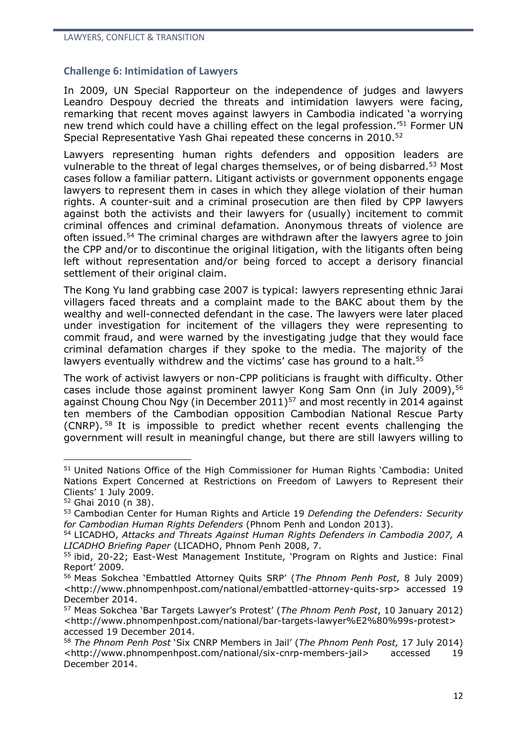### Challenge 6: Intimidation of Lawyers

In 2009, UN Special Rapporteur on the independence of judges and lawyers Leandro Despouy decried the threats and intimidation lawyers were facing, remarking that recent moves against lawyers in Cambodia indicated 'a worrying new trend which could have a chilling effect on the legal profession.'[51] Former UN Special Representative Yash Ghai repeated these concerns in 2010.[52]

Lawyers representing human rights defenders and opposition leaders are vulnerable to the threat of legal charges themselves, or of being disbarred.[53] Most cases follow a familiar pattern. Litigant activists or government opponents engage lawyers to represent them in cases in which they allege violation of their human rights. A counter-suit and a criminal prosecution are then filed by CPP lawyers against both the activists and their lawyers for (usually) incitement to commit criminal offences and criminal defamation. Anonymous threats of violence are often issued.[54] The criminal charges are withdrawn after the lawyers agree to join the CPP and/or to discontinue the original litigation, with the litigants often being left without representation and/or being forced to accept a derisory financial settlement of their original claim.

The Kong Yu land grabbing case 2007 is typical: lawyers representing ethnic Jarai villagers faced threats and a complaint made to the BAKC about them by the wealthy and well-connected defendant in the case. The lawyers were later placed under investigation for incitement of the villagers they were representing to commit fraud, and were warned by the investigating judge that they would face criminal defamation charges if they spoke to the media. The majority of the lawyers eventually withdrew and the victims' case has ground to a halt.[55]

The work of activist lawyers or non-CPP politicians is fraught with difficulty. Other cases include those against prominent lawyer Kong Sam Onn (in July 2009),[56] against Choung Chou Ngy (in December 2011)[57] and most recently in 2014 against ten members of the Cambodian opposition Cambodian National Rescue Party (CNRP).[58] It is impossible to predict whether recent events challenging the government will result in meaningful change, but there are still lawyers willing to

---

[51] United Nations Office of the High Commissioner for Human Rights 'Cambodia: United Nations Expert Concerned at Restrictions on Freedom of Lawyers to Represent their Clients' 1 July 2009.

[52] Ghai 2010 (n 38).

[53] Cambodian Center for Human Rights and Article 19 *Defending the Defenders: Security for Cambodian Human Rights Defenders* (Phnom Penh and London 2013).

[54] LICADHO, *Attacks and Threats Against Human Rights Defenders in Cambodia 2007, A LICADHO Briefing Paper* (LICADHO, Phnom Penh 2008, 7.

[55] ibid, 20-22; East-West Management Institute, 'Program on Rights and Justice: Final Report' 2009.

[56] Meas Sokchea 'Embattled Attorney Quits SRP' (*The Phnom Penh Post*, 8 July 2009) <http://www.phnompenhpost.com/national/embattled-attorney-quits-srp> accessed 19 December 2014.

[57] Meas Sokchea 'Bar Targets Lawyer's Protest' (*The Phnom Penh Post*, 10 January 2012) <http://www.phnompenhpost.com/national/bar-targets-lawyer%E2%80%99s-protest> accessed 19 December 2014.

[58] *The Phnom Penh Post* 'Six CNRP Members in Jail' (*The Phnom Penh Post,* 17 July 2014) <http://www.phnompenhpost.com/national/six-cnrp-members-jail> accessed 19 December 2014.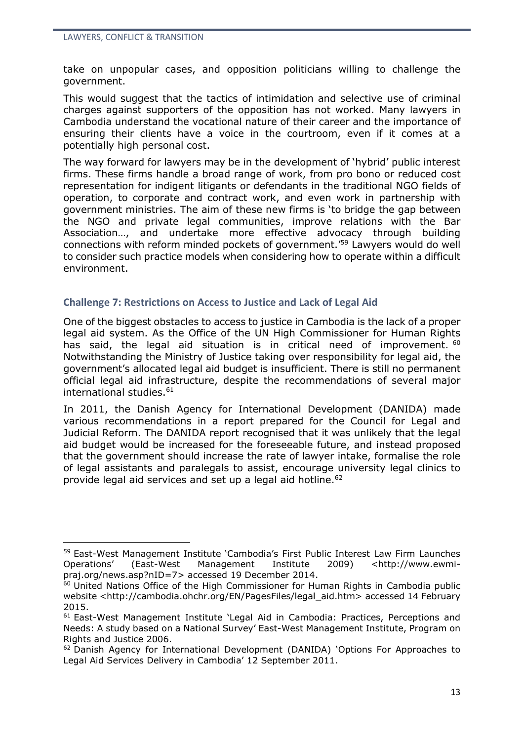take on unpopular cases, and opposition politicians willing to challenge the government.

This would suggest that the tactics of intimidation and selective use of criminal charges against supporters of the opposition has not worked. Many lawyers in Cambodia understand the vocational nature of their career and the importance of ensuring their clients have a voice in the courtroom, even if it comes at a potentially high personal cost.

The way forward for lawyers may be in the development of 'hybrid' public interest firms. These firms handle a broad range of work, from pro bono or reduced cost representation for indigent litigants or defendants in the traditional NGO fields of operation, to corporate and contract work, and even work in partnership with government ministries. The aim of these new firms is 'to bridge the gap between the NGO and private legal communities, improve relations with the Bar Association…, and undertake more effective advocacy through building connections with reform minded pockets of government.'[59] Lawyers would do well to consider such practice models when considering how to operate within a difficult environment.

### Challenge 7: Restrictions on Access to Justice and Lack of Legal Aid

One of the biggest obstacles to access to justice in Cambodia is the lack of a proper legal aid system. As the Office of the UN High Commissioner for Human Rights has said, the legal aid situation is in critical need of improvement.[60] Notwithstanding the Ministry of Justice taking over responsibility for legal aid, the government's allocated legal aid budget is insufficient. There is still no permanent official legal aid infrastructure, despite the recommendations of several major international studies.[61]

In 2011, the Danish Agency for International Development (DANIDA) made various recommendations in a report prepared for the Council for Legal and Judicial Reform. The DANIDA report recognised that it was unlikely that the legal aid budget would be increased for the foreseeable future, and instead proposed that the government should increase the rate of lawyer intake, formalise the role of legal assistants and paralegals to assist, encourage university legal clinics to provide legal aid services and set up a legal aid hotline.[62]

---

[59] East-West Management Institute 'Cambodia's First Public Interest Law Firm Launches Operations' (East-West Management Institute 2009) <http://www.ewmi-praj.org/news.asp?nID=7> accessed 19 December 2014.

[60] United Nations Office of the High Commissioner for Human Rights in Cambodia public website <http://cambodia.ohchr.org/EN/PagesFiles/legal_aid.htm> accessed 14 February 2015.

[61] East-West Management Institute 'Legal Aid in Cambodia: Practices, Perceptions and Needs: A study based on a National Survey' East-West Management Institute, Program on Rights and Justice 2006.

[62] Danish Agency for International Development (DANIDA) 'Options For Approaches to Legal Aid Services Delivery in Cambodia' 12 September 2011.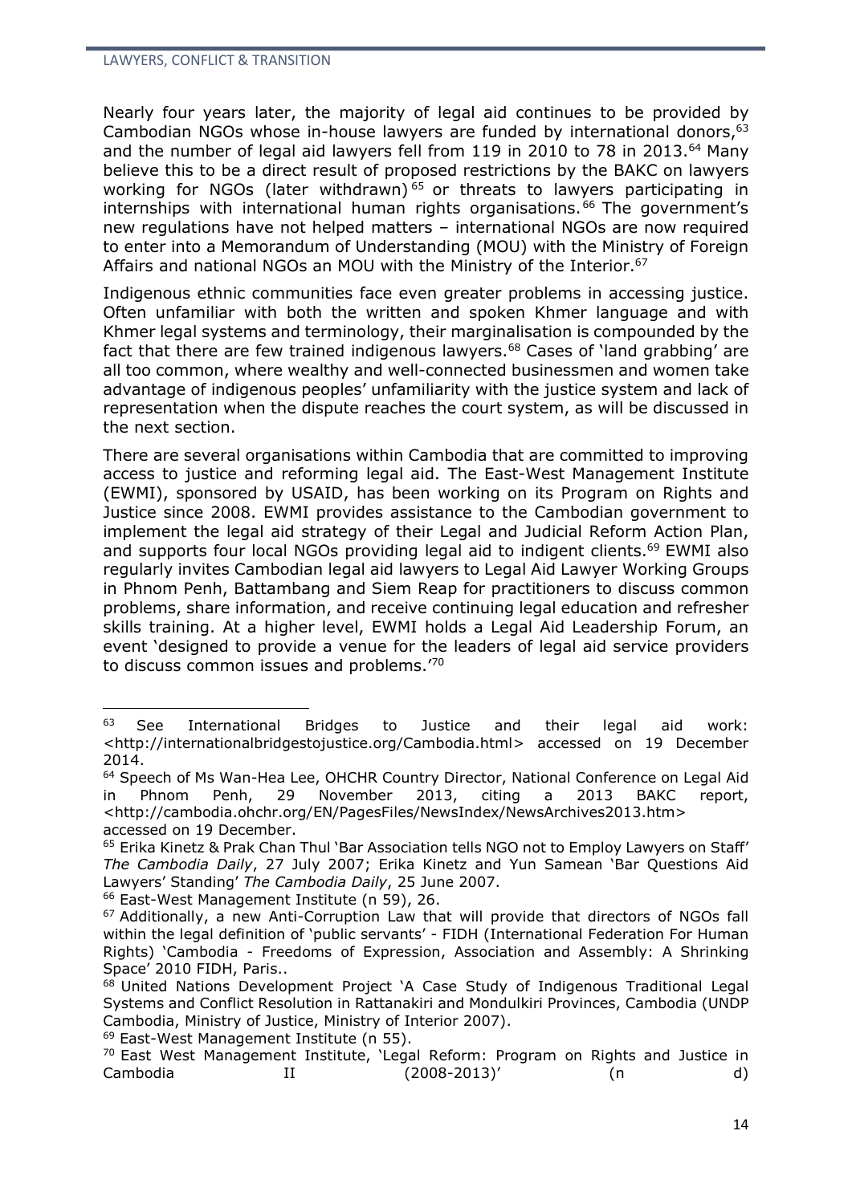Nearly four years later, the majority of legal aid continues to be provided by Cambodian NGOs whose in-house lawyers are funded by international donors,[63] and the number of legal aid lawyers fell from 119 in 2010 to 78 in 2013.[64] Many believe this to be a direct result of proposed restrictions by the BAKC on lawyers working for NGOs (later withdrawn)[65] or threats to lawyers participating in internships with international human rights organisations.[66] The government's new regulations have not helped matters – international NGOs are now required to enter into a Memorandum of Understanding (MOU) with the Ministry of Foreign Affairs and national NGOs an MOU with the Ministry of the Interior.[67]

Indigenous ethnic communities face even greater problems in accessing justice. Often unfamiliar with both the written and spoken Khmer language and with Khmer legal systems and terminology, their marginalisation is compounded by the fact that there are few trained indigenous lawyers.[68] Cases of 'land grabbing' are all too common, where wealthy and well-connected businessmen and women take advantage of indigenous peoples' unfamiliarity with the justice system and lack of representation when the dispute reaches the court system, as will be discussed in the next section.

There are several organisations within Cambodia that are committed to improving access to justice and reforming legal aid. The East-West Management Institute (EWMI), sponsored by USAID, has been working on its Program on Rights and Justice since 2008. EWMI provides assistance to the Cambodian government to implement the legal aid strategy of their Legal and Judicial Reform Action Plan, and supports four local NGOs providing legal aid to indigent clients.[69] EWMI also regularly invites Cambodian legal aid lawyers to Legal Aid Lawyer Working Groups in Phnom Penh, Battambang and Siem Reap for practitioners to discuss common problems, share information, and receive continuing legal education and refresher skills training. At a higher level, EWMI holds a Legal Aid Leadership Forum, an event 'designed to provide a venue for the leaders of legal aid service providers to discuss common issues and problems.'[70]

---

[63] See International Bridges to Justice and their legal aid work: <http://internationalbridgestojustice.org/Cambodia.html> accessed on 19 December 2014.

[64] Speech of Ms Wan-Hea Lee, OHCHR Country Director, National Conference on Legal Aid in Phnom Penh, 29 November 2013, citing a 2013 BAKC report, <http://cambodia.ohchr.org/EN/PagesFiles/NewsIndex/NewsArchives2013.htm> accessed on 19 December.

[65] Erika Kinetz & Prak Chan Thul 'Bar Association tells NGO not to Employ Lawyers on Staff' *The Cambodia Daily*, 27 July 2007; Erika Kinetz and Yun Samean 'Bar Questions Aid Lawyers' Standing' *The Cambodia Daily*, 25 June 2007.

[66] East-West Management Institute (n 59), 26.

[67] Additionally, a new Anti-Corruption Law that will provide that directors of NGOs fall within the legal definition of 'public servants' - FIDH (International Federation For Human Rights) 'Cambodia - Freedoms of Expression, Association and Assembly: A Shrinking Space' 2010 FIDH, Paris..

[68] United Nations Development Project 'A Case Study of Indigenous Traditional Legal Systems and Conflict Resolution in Rattanakiri and Mondulkiri Provinces, Cambodia (UNDP Cambodia, Ministry of Justice, Ministry of Interior 2007).

[69] East-West Management Institute (n 55).

[70] East West Management Institute, 'Legal Reform: Program on Rights and Justice in Cambodia II (2008-2013)' (n d)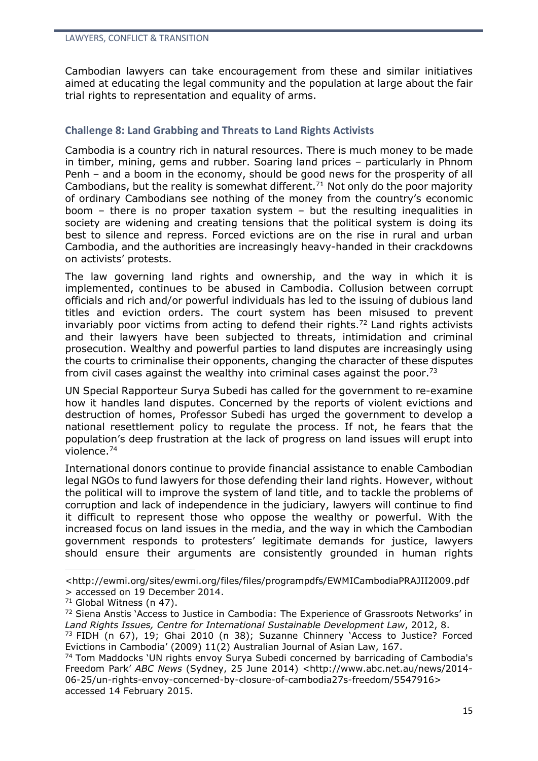Cambodian lawyers can take encouragement from these and similar initiatives aimed at educating the legal community and the population at large about the fair trial rights to representation and equality of arms.

### Challenge 8: Land Grabbing and Threats to Land Rights Activists

Cambodia is a country rich in natural resources. There is much money to be made in timber, mining, gems and rubber. Soaring land prices – particularly in Phnom Penh – and a boom in the economy, should be good news for the prosperity of all Cambodians, but the reality is somewhat different.[71] Not only do the poor majority of ordinary Cambodians see nothing of the money from the country's economic boom – there is no proper taxation system – but the resulting inequalities in society are widening and creating tensions that the political system is doing its best to silence and repress. Forced evictions are on the rise in rural and urban Cambodia, and the authorities are increasingly heavy-handed in their crackdowns on activists' protests.

The law governing land rights and ownership, and the way in which it is implemented, continues to be abused in Cambodia. Collusion between corrupt officials and rich and/or powerful individuals has led to the issuing of dubious land titles and eviction orders. The court system has been misused to prevent invariably poor victims from acting to defend their rights.[72] Land rights activists and their lawyers have been subjected to threats, intimidation and criminal prosecution. Wealthy and powerful parties to land disputes are increasingly using the courts to criminalise their opponents, changing the character of these disputes from civil cases against the wealthy into criminal cases against the poor.[73]

UN Special Rapporteur Surya Subedi has called for the government to re-examine how it handles land disputes. Concerned by the reports of violent evictions and destruction of homes, Professor Subedi has urged the government to develop a national resettlement policy to regulate the process. If not, he fears that the population's deep frustration at the lack of progress on land issues will erupt into violence.[74]

International donors continue to provide financial assistance to enable Cambodian legal NGOs to fund lawyers for those defending their land rights. However, without the political will to improve the system of land title, and to tackle the problems of corruption and lack of independence in the judiciary, lawyers will continue to find it difficult to represent those who oppose the wealthy or powerful. With the increased focus on land issues in the media, and the way in which the Cambodian government responds to protesters' legitimate demands for justice, lawyers should ensure their arguments are consistently grounded in human rights

---

<http://ewmi.org/sites/ewmi.org/files/files/programpdfs/EWMICambodiaPRAJII2009.pdf> accessed on 19 December 2014.

[71] Global Witness (n 47).

[72] Siena Anstis 'Access to Justice in Cambodia: The Experience of Grassroots Networks' in *Land Rights Issues, Centre for International Sustainable Development Law*, 2012, 8.

[73] FIDH (n 67), 19; Ghai 2010 (n 38); Suzanne Chinnery 'Access to Justice? Forced Evictions in Cambodia' (2009) 11(2) Australian Journal of Asian Law, 167.

[74] Tom Maddocks 'UN rights envoy Surya Subedi concerned by barricading of Cambodia's Freedom Park' *ABC News* (Sydney, 25 June 2014) <http://www.abc.net.au/news/2014-06-25/un-rights-envoy-concerned-by-closure-of-cambodia27s-freedom/5547916> accessed 14 February 2015.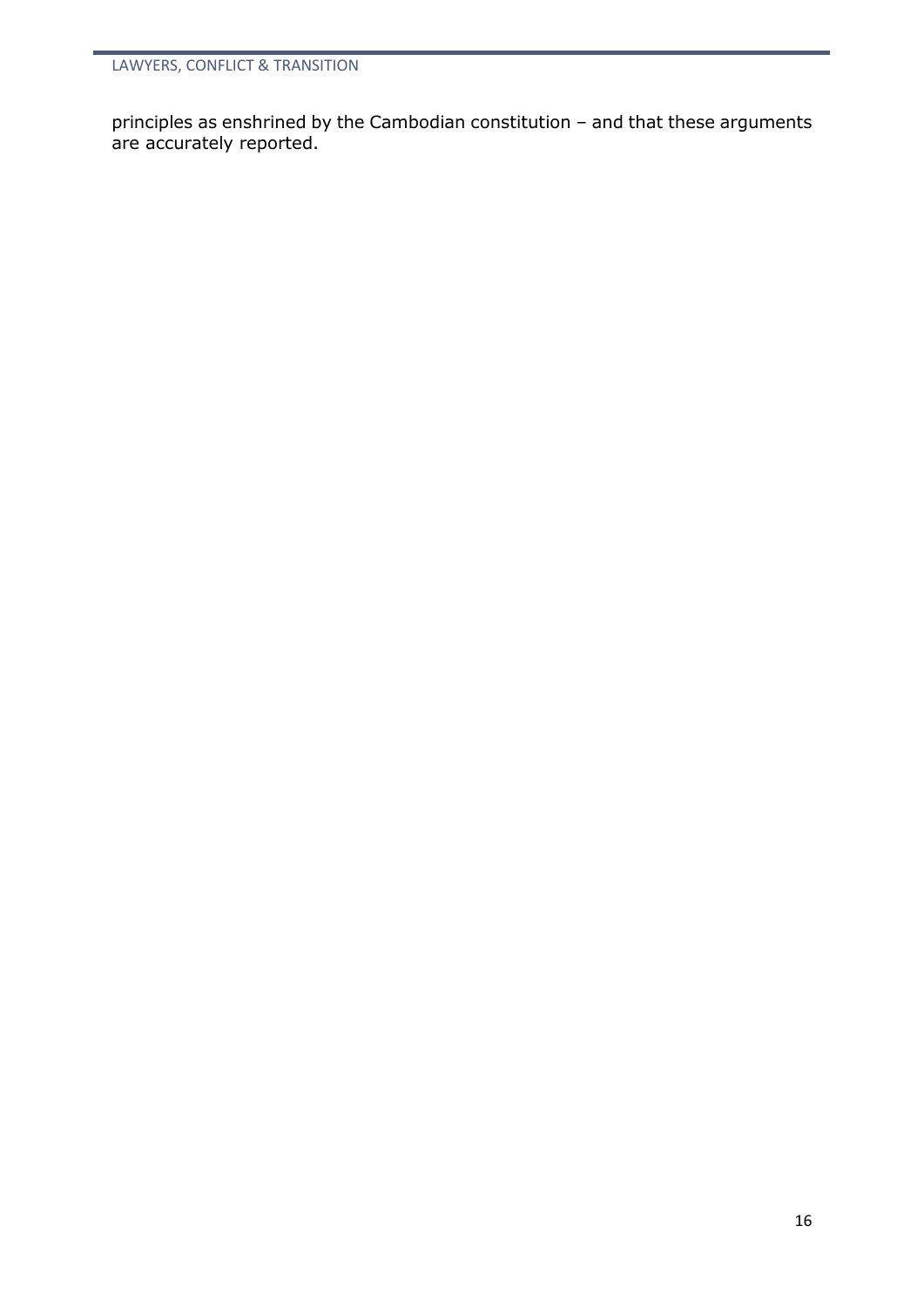principles as enshrined by the Cambodian constitution – and that these arguments are accurately reported.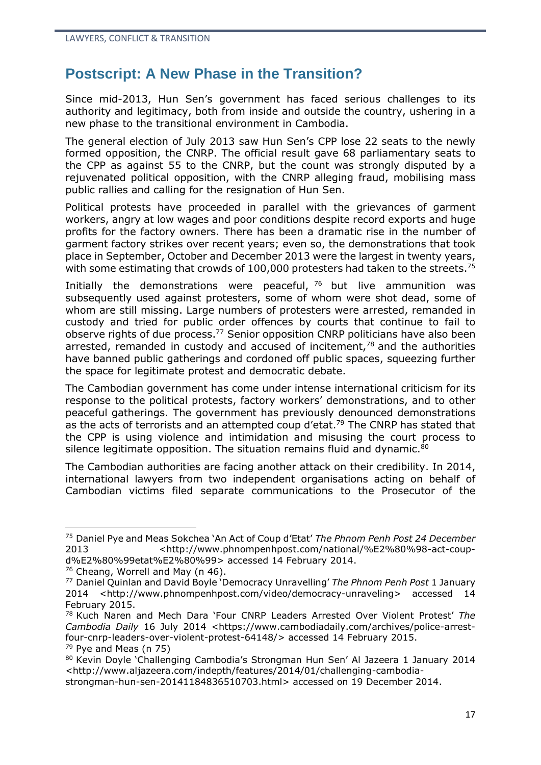## Postscript: A New Phase in the Transition?

Since mid-2013, Hun Sen's government has faced serious challenges to its authority and legitimacy, both from inside and outside the country, ushering in a new phase to the transitional environment in Cambodia.

The general election of July 2013 saw Hun Sen's CPP lose 22 seats to the newly formed opposition, the CNRP. The official result gave 68 parliamentary seats to the CPP as against 55 to the CNRP, but the count was strongly disputed by a rejuvenated political opposition, with the CNRP alleging fraud, mobilising mass public rallies and calling for the resignation of Hun Sen.

Political protests have proceeded in parallel with the grievances of garment workers, angry at low wages and poor conditions despite record exports and huge profits for the factory owners. There has been a dramatic rise in the number of garment factory strikes over recent years; even so, the demonstrations that took place in September, October and December 2013 were the largest in twenty years, with some estimating that crowds of 100,000 protesters had taken to the streets.[75]

Initially the demonstrations were peaceful,[76] but live ammunition was subsequently used against protesters, some of whom were shot dead, some of whom are still missing. Large numbers of protesters were arrested, remanded in custody and tried for public order offences by courts that continue to fail to observe rights of due process.[77] Senior opposition CNRP politicians have also been arrested, remanded in custody and accused of incitement,[78] and the authorities have banned public gatherings and cordoned off public spaces, squeezing further the space for legitimate protest and democratic debate.

The Cambodian government has come under intense international criticism for its response to the political protests, factory workers' demonstrations, and to other peaceful gatherings. The government has previously denounced demonstrations as the acts of terrorists and an attempted coup d'etat.[79] The CNRP has stated that the CPP is using violence and intimidation and misusing the court process to silence legitimate opposition. The situation remains fluid and dynamic.[80]

The Cambodian authorities are facing another attack on their credibility. In 2014, international lawyers from two independent organisations acting on behalf of Cambodian victims filed separate communications to the Prosecutor of the

---

[75] Daniel Pye and Meas Sokchea 'An Act of Coup d'Etat' *The Phnom Penh Post 24 December* 2013 <http://www.phnompenhpost.com/national/%E2%80%98-act-coup-d%E2%80%99etat%E2%80%99> accessed 14 February 2014.

[76] Cheang, Worrell and May (n 46).

[77] Daniel Quinlan and David Boyle 'Democracy Unravelling' *The Phnom Penh Post* 1 January 2014 <http://www.phnompenhpost.com/video/democracy-unraveling> accessed 14 February 2015.

[78] Kuch Naren and Mech Dara 'Four CNRP Leaders Arrested Over Violent Protest' *The Cambodia Daily* 16 July 2014 <https://www.cambodiadaily.com/archives/police-arrest-four-cnrp-leaders-over-violent-protest-64148/> accessed 14 February 2015.

[79] Pye and Meas (n 75)

[80] Kevin Doyle 'Challenging Cambodia's Strongman Hun Sen' Al Jazeera 1 January 2014 <http://www.aljazeera.com/indepth/features/2014/01/challenging-cambodia-strongman-hun-sen-20141184836510703.html> accessed on 19 December 2014.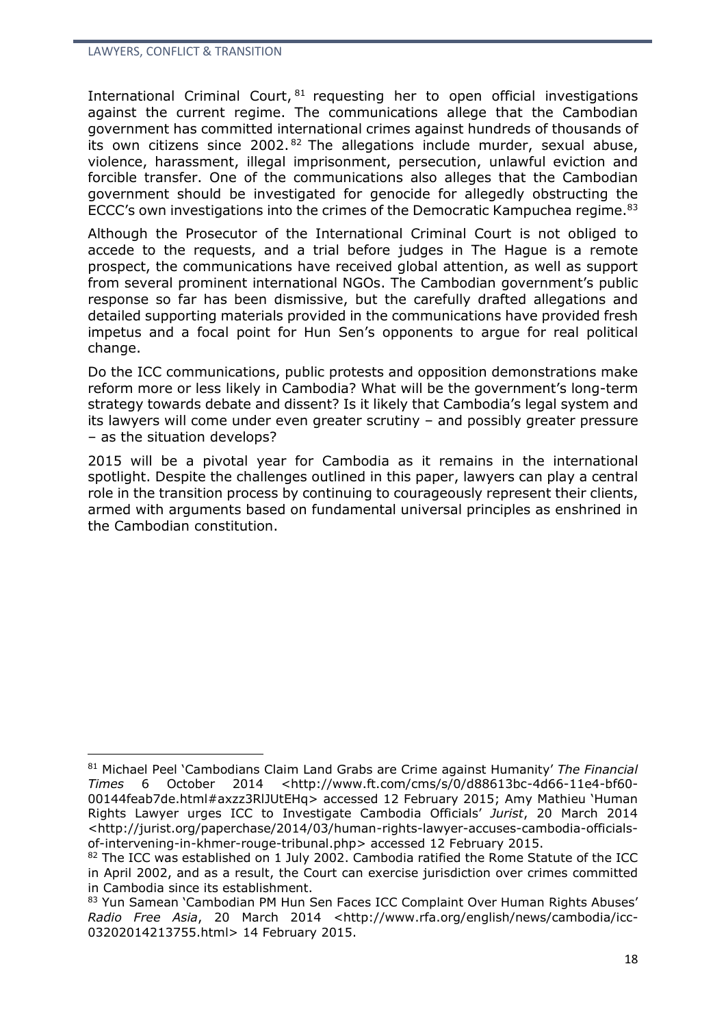International Criminal Court,[81] requesting her to open official investigations against the current regime. The communications allege that the Cambodian government has committed international crimes against hundreds of thousands of its own citizens since 2002.[82] The allegations include murder, sexual abuse, violence, harassment, illegal imprisonment, persecution, unlawful eviction and forcible transfer. One of the communications also alleges that the Cambodian government should be investigated for genocide for allegedly obstructing the ECCC's own investigations into the crimes of the Democratic Kampuchea regime.[83]

Although the Prosecutor of the International Criminal Court is not obliged to accede to the requests, and a trial before judges in The Hague is a remote prospect, the communications have received global attention, as well as support from several prominent international NGOs. The Cambodian government's public response so far has been dismissive, but the carefully drafted allegations and detailed supporting materials provided in the communications have provided fresh impetus and a focal point for Hun Sen's opponents to argue for real political change.

Do the ICC communications, public protests and opposition demonstrations make reform more or less likely in Cambodia? What will be the government's long-term strategy towards debate and dissent? Is it likely that Cambodia's legal system and its lawyers will come under even greater scrutiny – and possibly greater pressure – as the situation develops?

2015 will be a pivotal year for Cambodia as it remains in the international spotlight. Despite the challenges outlined in this paper, lawyers can play a central role in the transition process by continuing to courageously represent their clients, armed with arguments based on fundamental universal principles as enshrined in the Cambodian constitution.

---

[81] Michael Peel 'Cambodians Claim Land Grabs are Crime against Humanity' *The Financial Times* 6 October 2014 <http://www.ft.com/cms/s/0/d88613bc-4d66-11e4-bf60-00144feab7de.html#axzz3RlJUtEHq> accessed 12 February 2015; Amy Mathieu 'Human Rights Lawyer urges ICC to Investigate Cambodia Officials' *Jurist*, 20 March 2014 <http://jurist.org/paperchase/2014/03/human-rights-lawyer-accuses-cambodia-officials-of-intervening-in-khmer-rouge-tribunal.php> accessed 12 February 2015.

[82] The ICC was established on 1 July 2002. Cambodia ratified the Rome Statute of the ICC in April 2002, and as a result, the Court can exercise jurisdiction over crimes committed in Cambodia since its establishment.

[83] Yun Samean 'Cambodian PM Hun Sen Faces ICC Complaint Over Human Rights Abuses' *Radio Free Asia*, 20 March 2014 <http://www.rfa.org/english/news/cambodia/icc-03202014213755.html> 14 February 2015.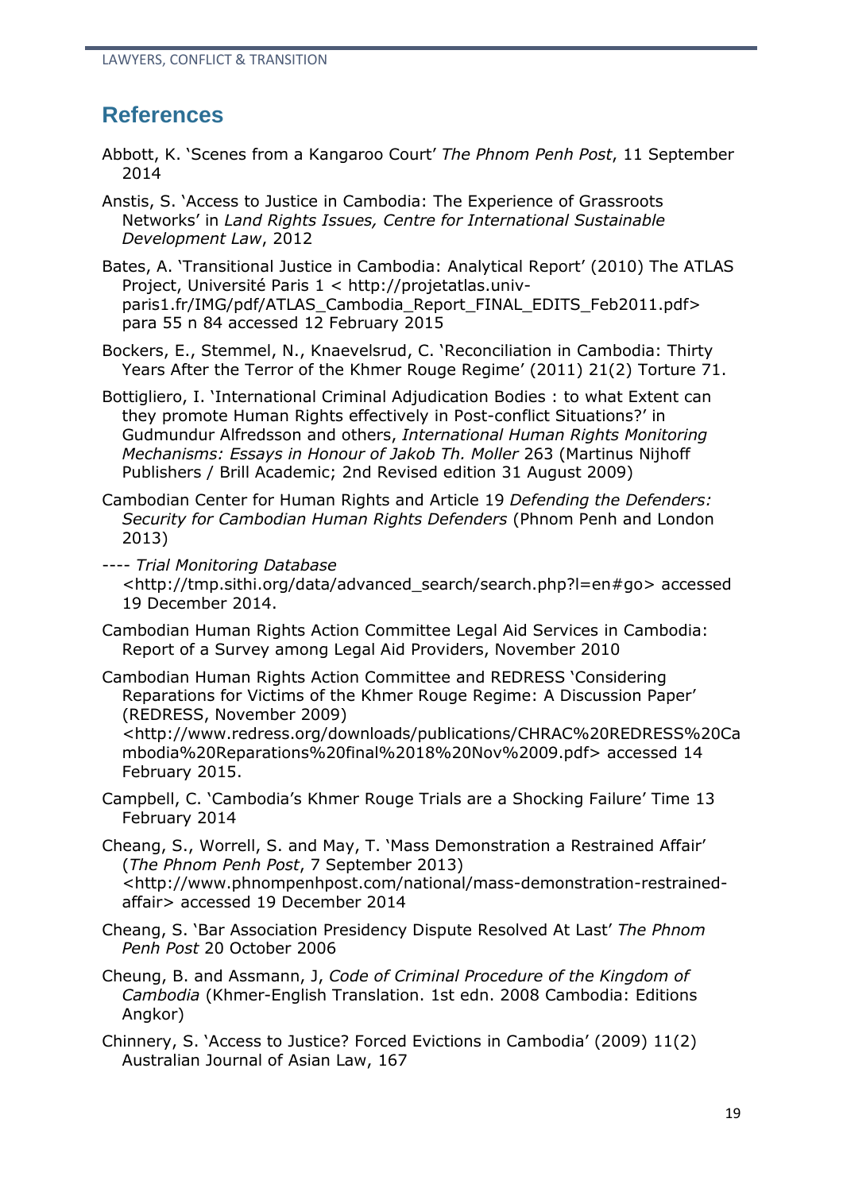## References

Abbott, K. 'Scenes from a Kangaroo Court' *The Phnom Penh Post*, 11 September 2014

Anstis, S. 'Access to Justice in Cambodia: The Experience of Grassroots Networks' in *Land Rights Issues, Centre for International Sustainable Development Law*, 2012

Bates, A. 'Transitional Justice in Cambodia: Analytical Report' (2010) The ATLAS Project, Université Paris 1 < http://projetatlas.univ-paris1.fr/IMG/pdf/ATLAS_Cambodia_Report_FINAL_EDITS_Feb2011.pdf> para 55 n 84 accessed 12 February 2015

Bockers, E., Stemmel, N., Knaevelsrud, C. 'Reconciliation in Cambodia: Thirty Years After the Terror of the Khmer Rouge Regime' (2011) 21(2) Torture 71.

Bottigliero, I. 'International Criminal Adjudication Bodies : to what Extent can they promote Human Rights effectively in Post-conflict Situations?' in Gudmundur Alfredsson and others, *International Human Rights Monitoring Mechanisms: Essays in Honour of Jakob Th. Moller* 263 (Martinus Nijhoff Publishers / Brill Academic; 2nd Revised edition 31 August 2009)

Cambodian Center for Human Rights and Article 19 *Defending the Defenders: Security for Cambodian Human Rights Defenders* (Phnom Penh and London 2013)

---- *Trial Monitoring Database* <http://tmp.sithi.org/data/advanced_search/search.php?l=en#go> accessed 19 December 2014.

Cambodian Human Rights Action Committee Legal Aid Services in Cambodia: Report of a Survey among Legal Aid Providers, November 2010

Cambodian Human Rights Action Committee and REDRESS 'Considering Reparations for Victims of the Khmer Rouge Regime: A Discussion Paper' (REDRESS, November 2009) <http://www.redress.org/downloads/publications/CHRAC%20REDRESS%20Cambodia%20Reparations%20final%2018%20Nov%2009.pdf> accessed 14 February 2015.

Campbell, C. 'Cambodia's Khmer Rouge Trials are a Shocking Failure' Time 13 February 2014

Cheang, S., Worrell, S. and May, T. 'Mass Demonstration a Restrained Affair' (*The Phnom Penh Post*, 7 September 2013) <http://www.phnompenhpost.com/national/mass-demonstration-restrained-affair> accessed 19 December 2014

Cheang, S. 'Bar Association Presidency Dispute Resolved At Last' *The Phnom Penh Post* 20 October 2006

Cheung, B. and Assmann, J, *Code of Criminal Procedure of the Kingdom of Cambodia* (Khmer-English Translation. 1st edn. 2008 Cambodia: Editions Angkor)

Chinnery, S. 'Access to Justice? Forced Evictions in Cambodia' (2009) 11(2) Australian Journal of Asian Law, 167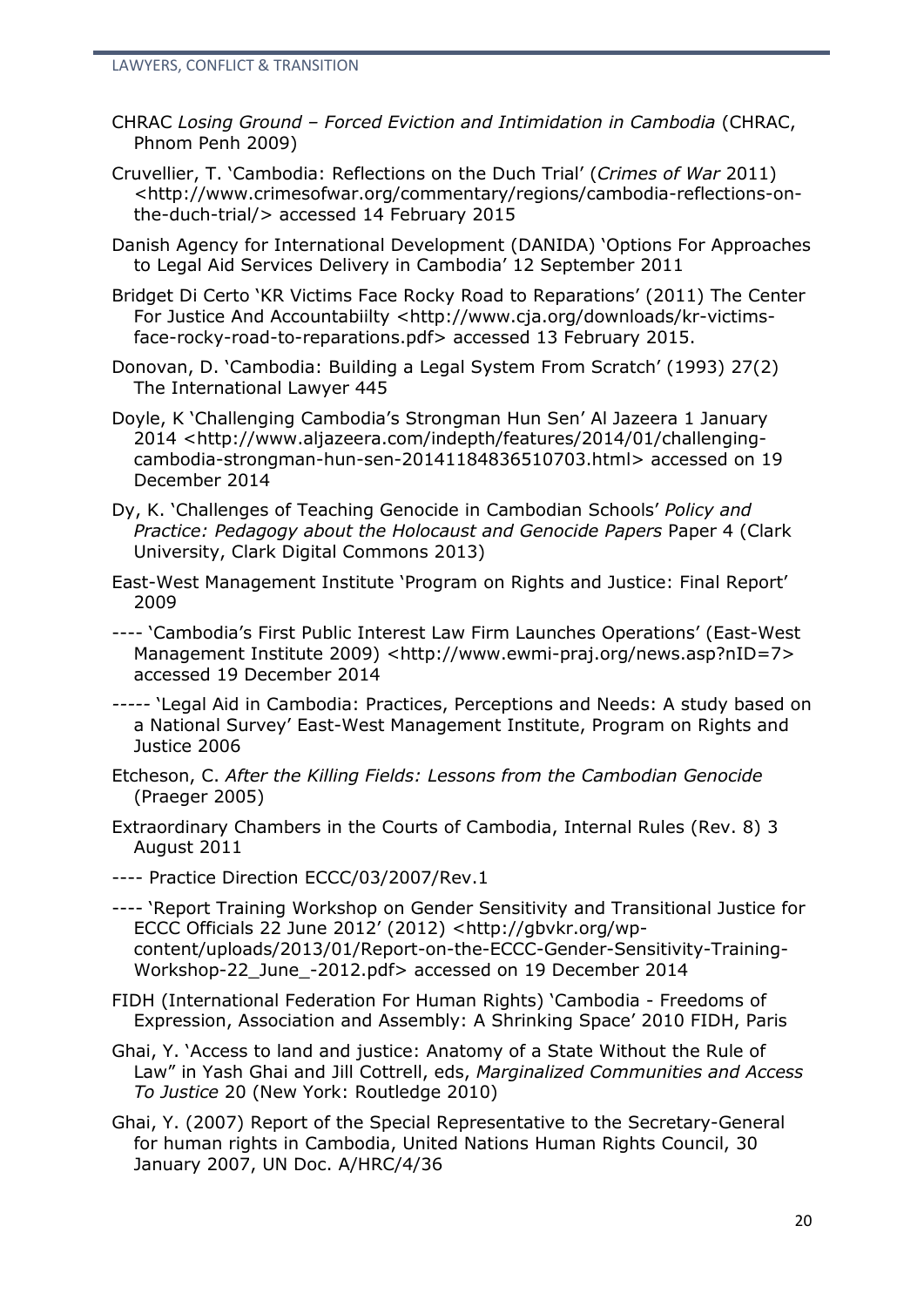CHRAC *Losing Ground – Forced Eviction and Intimidation in Cambodia* (CHRAC, Phnom Penh 2009)

Cruvellier, T. 'Cambodia: Reflections on the Duch Trial' (*Crimes of War* 2011) <http://www.crimesofwar.org/commentary/regions/cambodia-reflections-on-the-duch-trial/> accessed 14 February 2015

Danish Agency for International Development (DANIDA) 'Options For Approaches to Legal Aid Services Delivery in Cambodia' 12 September 2011

Bridget Di Certo 'KR Victims Face Rocky Road to Reparations' (2011) The Center For Justice And Accountabiilty <http://www.cja.org/downloads/kr-victims-face-rocky-road-to-reparations.pdf> accessed 13 February 2015.

Donovan, D. 'Cambodia: Building a Legal System From Scratch' (1993) 27(2) The International Lawyer 445

Doyle, K 'Challenging Cambodia's Strongman Hun Sen' Al Jazeera 1 January 2014 <http://www.aljazeera.com/indepth/features/2014/01/challenging-cambodia-strongman-hun-sen-20141184836510703.html> accessed on 19 December 2014

Dy, K. 'Challenges of Teaching Genocide in Cambodian Schools' *Policy and Practice: Pedagogy about the Holocaust and Genocide Papers* Paper 4 (Clark University, Clark Digital Commons 2013)

East-West Management Institute 'Program on Rights and Justice: Final Report' 2009

---- 'Cambodia's First Public Interest Law Firm Launches Operations' (East-West Management Institute 2009) <http://www.ewmi-praj.org/news.asp?nID=7> accessed 19 December 2014

----- 'Legal Aid in Cambodia: Practices, Perceptions and Needs: A study based on a National Survey' East-West Management Institute, Program on Rights and Justice 2006

Etcheson, C. *After the Killing Fields: Lessons from the Cambodian Genocide* (Praeger 2005)

Extraordinary Chambers in the Courts of Cambodia, Internal Rules (Rev. 8) 3 August 2011

---- Practice Direction ECCC/03/2007/Rev.1

---- 'Report Training Workshop on Gender Sensitivity and Transitional Justice for ECCC Officials 22 June 2012' (2012) <http://gbvkr.org/wp-content/uploads/2013/01/Report-on-the-ECCC-Gender-Sensitivity-Training-Workshop-22_June_-2012.pdf> accessed on 19 December 2014

FIDH (International Federation For Human Rights) 'Cambodia - Freedoms of Expression, Association and Assembly: A Shrinking Space' 2010 FIDH, Paris

Ghai, Y. 'Access to land and justice: Anatomy of a State Without the Rule of Law" in Yash Ghai and Jill Cottrell, eds, *Marginalized Communities and Access To Justice* 20 (New York: Routledge 2010)

Ghai, Y. (2007) Report of the Special Representative to the Secretary-General for human rights in Cambodia, United Nations Human Rights Council, 30 January 2007, UN Doc. A/HRC/4/36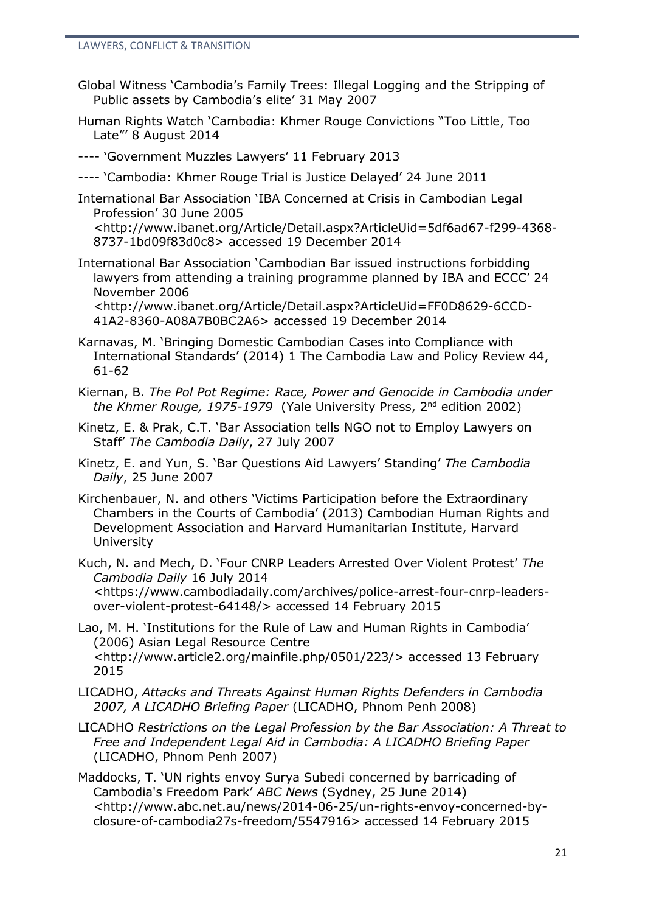Global Witness 'Cambodia's Family Trees: Illegal Logging and the Stripping of Public assets by Cambodia's elite' 31 May 2007

Human Rights Watch 'Cambodia: Khmer Rouge Convictions "Too Little, Too Late"' 8 August 2014

---- 'Government Muzzles Lawyers' 11 February 2013

---- 'Cambodia: Khmer Rouge Trial is Justice Delayed' 24 June 2011

International Bar Association 'IBA Concerned at Crisis in Cambodian Legal Profession' 30 June 2005 <http://www.ibanet.org/Article/Detail.aspx?ArticleUid=5df6ad67-f299-4368-8737-1bd09f83d0c8> accessed 19 December 2014

International Bar Association 'Cambodian Bar issued instructions forbidding lawyers from attending a training programme planned by IBA and ECCC' 24 November 2006 <http://www.ibanet.org/Article/Detail.aspx?ArticleUid=FF0D8629-6CCD-41A2-8360-A08A7B0BC2A6> accessed 19 December 2014

Karnavas, M. 'Bringing Domestic Cambodian Cases into Compliance with International Standards' (2014) 1 The Cambodia Law and Policy Review 44, 61-62

Kiernan, B. *The Pol Pot Regime: Race, Power and Genocide in Cambodia under the Khmer Rouge, 1975-1979* (Yale University Press, 2nd edition 2002)

Kinetz, E. & Prak, C.T. 'Bar Association tells NGO not to Employ Lawyers on Staff' *The Cambodia Daily*, 27 July 2007

Kinetz, E. and Yun, S. 'Bar Questions Aid Lawyers' Standing' *The Cambodia Daily*, 25 June 2007

Kirchenbauer, N. and others 'Victims Participation before the Extraordinary Chambers in the Courts of Cambodia' (2013) Cambodian Human Rights and Development Association and Harvard Humanitarian Institute, Harvard University

Kuch, N. and Mech, D. 'Four CNRP Leaders Arrested Over Violent Protest' *The Cambodia Daily* 16 July 2014 <https://www.cambodiadaily.com/archives/police-arrest-four-cnrp-leaders-over-violent-protest-64148/> accessed 14 February 2015

Lao, M. H. 'Institutions for the Rule of Law and Human Rights in Cambodia' (2006) Asian Legal Resource Centre <http://www.article2.org/mainfile.php/0501/223/> accessed 13 February 2015

LICADHO, *Attacks and Threats Against Human Rights Defenders in Cambodia 2007, A LICADHO Briefing Paper* (LICADHO, Phnom Penh 2008)

LICADHO *Restrictions on the Legal Profession by the Bar Association: A Threat to Free and Independent Legal Aid in Cambodia: A LICADHO Briefing Paper* (LICADHO, Phnom Penh 2007)

Maddocks, T. 'UN rights envoy Surya Subedi concerned by barricading of Cambodia's Freedom Park' *ABC News* (Sydney, 25 June 2014) <http://www.abc.net.au/news/2014-06-25/un-rights-envoy-concerned-by-closure-of-cambodia27s-freedom/5547916> accessed 14 February 2015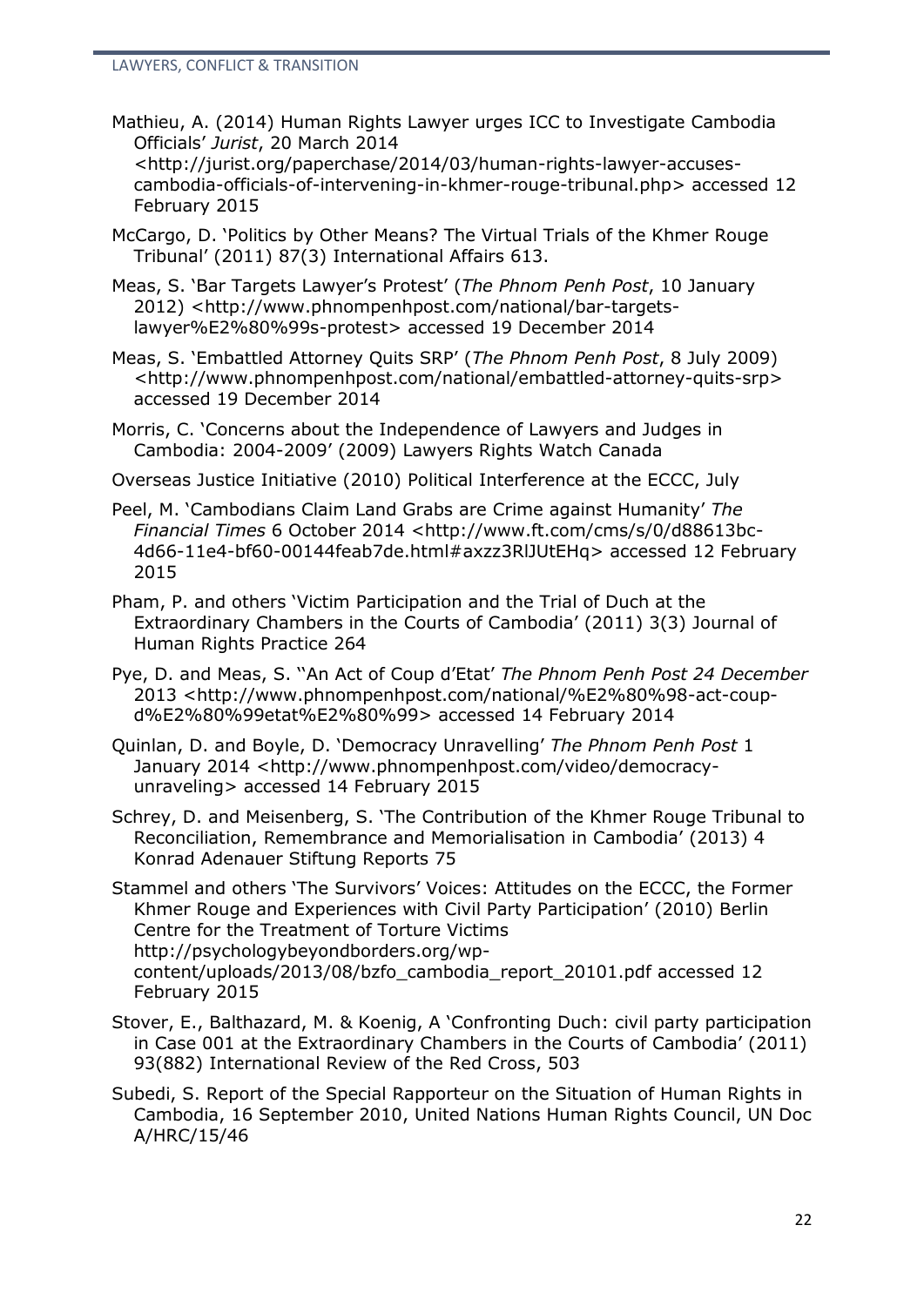Mathieu, A. (2014) Human Rights Lawyer urges ICC to Investigate Cambodia Officials' *Jurist*, 20 March 2014 <http://jurist.org/paperchase/2014/03/human-rights-lawyer-accuses-cambodia-officials-of-intervening-in-khmer-rouge-tribunal.php> accessed 12 February 2015

McCargo, D. 'Politics by Other Means? The Virtual Trials of the Khmer Rouge Tribunal' (2011) 87(3) International Affairs 613.

Meas, S. 'Bar Targets Lawyer's Protest' (*The Phnom Penh Post*, 10 January 2012) <http://www.phnompenhpost.com/national/bar-targets-lawyer%E2%80%99s-protest> accessed 19 December 2014

Meas, S. 'Embattled Attorney Quits SRP' (*The Phnom Penh Post*, 8 July 2009) <http://www.phnompenhpost.com/national/embattled-attorney-quits-srp> accessed 19 December 2014

Morris, C. 'Concerns about the Independence of Lawyers and Judges in Cambodia: 2004-2009' (2009) Lawyers Rights Watch Canada

Overseas Justice Initiative (2010) Political Interference at the ECCC, July

Peel, M. 'Cambodians Claim Land Grabs are Crime against Humanity' *The Financial Times* 6 October 2014 <http://www.ft.com/cms/s/0/d88613bc-4d66-11e4-bf60-00144feab7de.html#axzz3RlJUtEHq> accessed 12 February 2015

Pham, P. and others 'Victim Participation and the Trial of Duch at the Extraordinary Chambers in the Courts of Cambodia' (2011) 3(3) Journal of Human Rights Practice 264

Pye, D. and Meas, S. ''An Act of Coup d'Etat' *The Phnom Penh Post 24 December* 2013 <http://www.phnompenhpost.com/national/%E2%80%98-act-coup-d%E2%80%99etat%E2%80%99> accessed 14 February 2014

Quinlan, D. and Boyle, D. 'Democracy Unravelling' *The Phnom Penh Post* 1 January 2014 <http://www.phnompenhpost.com/video/democracy-unraveling> accessed 14 February 2015

Schrey, D. and Meisenberg, S. 'The Contribution of the Khmer Rouge Tribunal to Reconciliation, Remembrance and Memorialisation in Cambodia' (2013) 4 Konrad Adenauer Stiftung Reports 75

Stammel and others 'The Survivors' Voices: Attitudes on the ECCC, the Former Khmer Rouge and Experiences with Civil Party Participation' (2010) Berlin Centre for the Treatment of Torture Victims http://psychologybeyondborders.org/wp-content/uploads/2013/08/bzfo_cambodia_report_20101.pdf accessed 12 February 2015

Stover, E., Balthazard, M. & Koenig, A 'Confronting Duch: civil party participation in Case 001 at the Extraordinary Chambers in the Courts of Cambodia' (2011) 93(882) International Review of the Red Cross, 503

Subedi, S. Report of the Special Rapporteur on the Situation of Human Rights in Cambodia, 16 September 2010, United Nations Human Rights Council, UN Doc A/HRC/15/46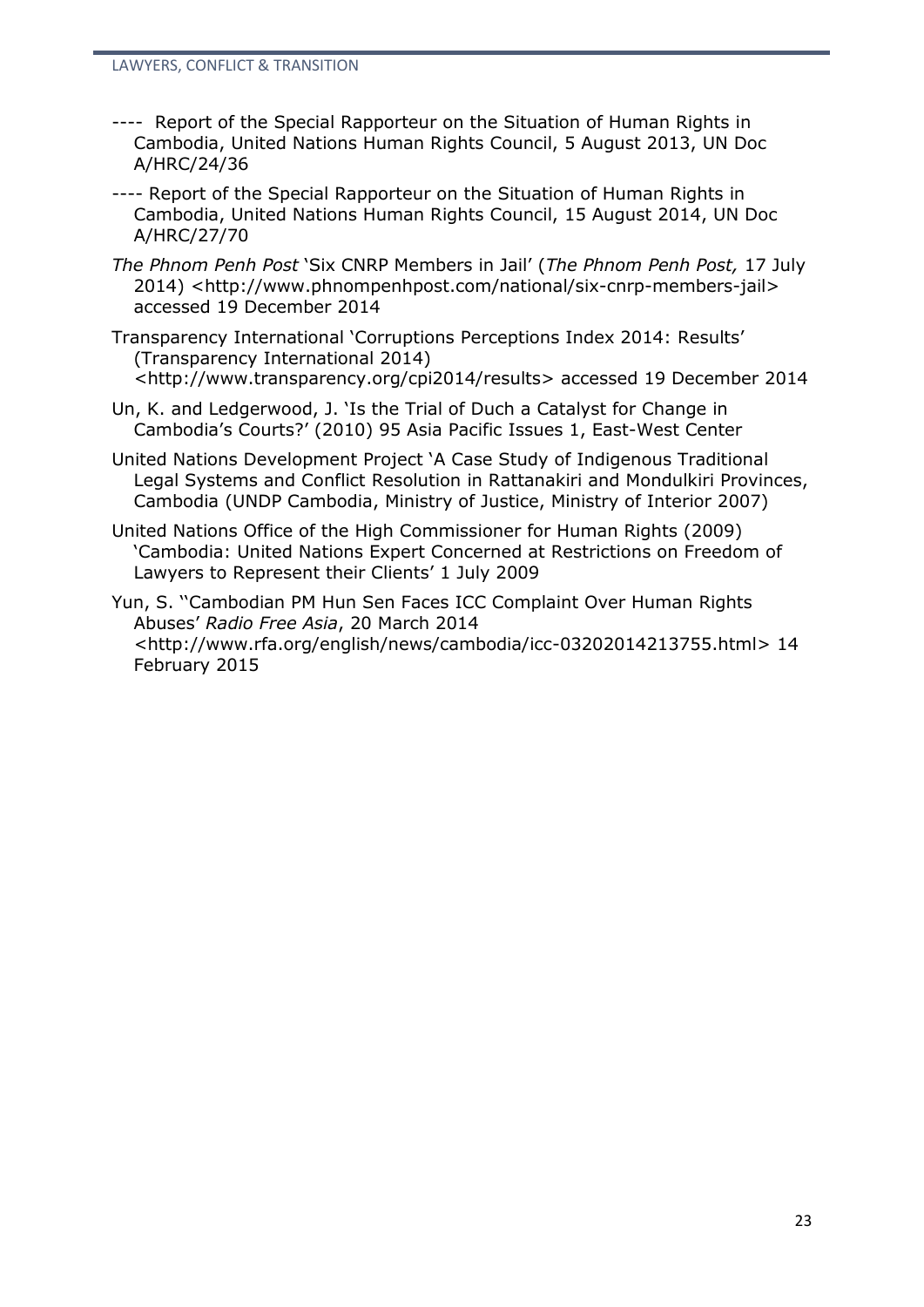---- Report of the Special Rapporteur on the Situation of Human Rights in Cambodia, United Nations Human Rights Council, 5 August 2013, UN Doc A/HRC/24/36

---- Report of the Special Rapporteur on the Situation of Human Rights in Cambodia, United Nations Human Rights Council, 15 August 2014, UN Doc A/HRC/27/70

*The Phnom Penh Post* 'Six CNRP Members in Jail' (*The Phnom Penh Post,* 17 July 2014) <http://www.phnompenhpost.com/national/six-cnrp-members-jail> accessed 19 December 2014

Transparency International 'Corruptions Perceptions Index 2014: Results' (Transparency International 2014) <http://www.transparency.org/cpi2014/results> accessed 19 December 2014

Un, K. and Ledgerwood, J. 'Is the Trial of Duch a Catalyst for Change in Cambodia's Courts?' (2010) 95 Asia Pacific Issues 1, East-West Center

United Nations Development Project 'A Case Study of Indigenous Traditional Legal Systems and Conflict Resolution in Rattanakiri and Mondulkiri Provinces, Cambodia (UNDP Cambodia, Ministry of Justice, Ministry of Interior 2007)

United Nations Office of the High Commissioner for Human Rights (2009) 'Cambodia: United Nations Expert Concerned at Restrictions on Freedom of Lawyers to Represent their Clients' 1 July 2009

Yun, S. ''Cambodian PM Hun Sen Faces ICC Complaint Over Human Rights Abuses' *Radio Free Asia*, 20 March 2014 <http://www.rfa.org/english/news/cambodia/icc-03202014213755.html> 14 February 2015